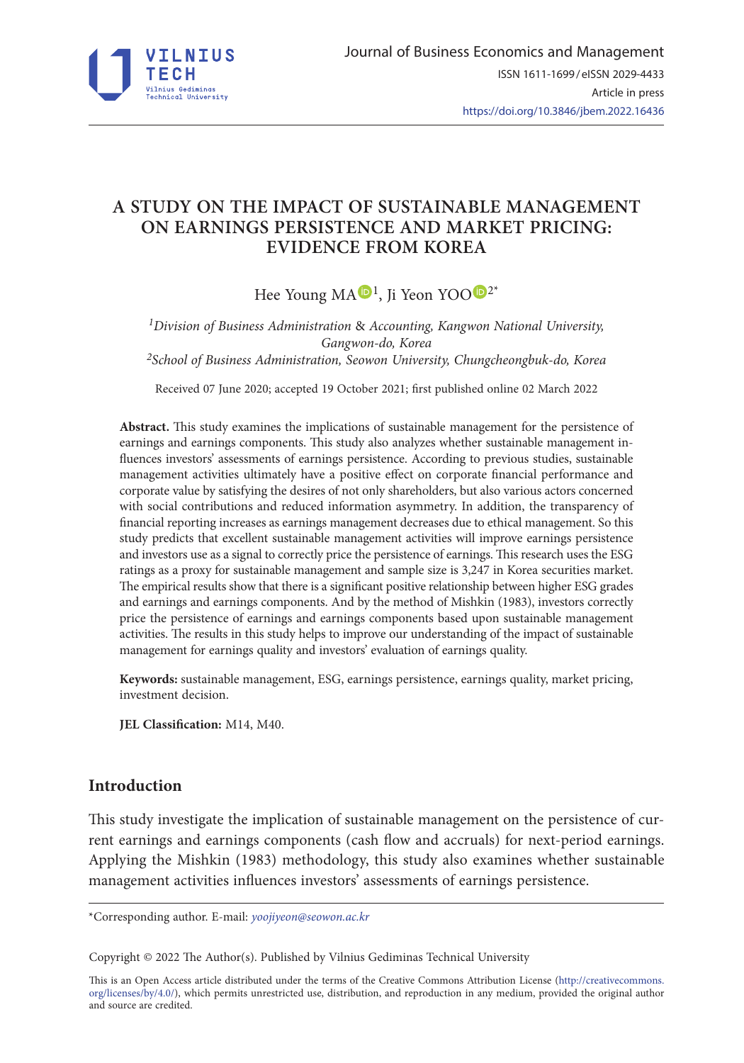# A STUDY ON THE IMPACT OF SUSTAINABLE MANAGEMENT ON EARNINGS PERSISTENCE AND MARKET PRICING: EVIDENCE FROM KOREA

Hee Young MA [1], Ji Yeon YOO [2*]

[1] *Division of Business Administration & Accounting, Kangwon National University, Gangwon-do, Korea*
[2] *School of Business Administration, Seowon University, Chungcheongbuk-do, Korea*

Received 07 June 2020; accepted 19 October 2021; first published online 02 March 2022

**Abstract.** This study examines the implications of sustainable management for the persistence of earnings and earnings components. This study also analyzes whether sustainable management influences investors' assessments of earnings persistence. According to previous studies, sustainable management activities ultimately have a positive effect on corporate financial performance and corporate value by satisfying the desires of not only shareholders, but also various actors concerned with social contributions and reduced information asymmetry. In addition, the transparency of financial reporting increases as earnings management decreases due to ethical management. So this study predicts that excellent sustainable management activities will improve earnings persistence and investors use as a signal to correctly price the persistence of earnings. This research uses the ESG ratings as a proxy for sustainable management and sample size is 3,247 in Korea securities market. The empirical results show that there is a significant positive relationship between higher ESG grades and earnings and earnings components. And by the method of Mishkin (1983), investors correctly price the persistence of earnings and earnings components based upon sustainable management activities. The results in this study helps to improve our understanding of the impact of sustainable management for earnings quality and investors' evaluation of earnings quality.

**Keywords:** sustainable management, ESG, earnings persistence, earnings quality, market pricing, investment decision.

**JEL Classification:** M14, M40.

## Introduction

This study investigate the implication of sustainable management on the persistence of current earnings and earnings components (cash flow and accruals) for next-period earnings. Applying the Mishkin (1983) methodology, this study also examines whether sustainable management activities influences investors' assessments of earnings persistence.

*Corresponding author. E-mail: *yoojiyeon@seowon.ac.kr*

Copyright © 2022 The Author(s). Published by Vilnius Gediminas Technical University

This is an Open Access article distributed under the terms of the Creative Commons Attribution License (http://creativecommons.org/licenses/by/4.0/), which permits unrestricted use, distribution, and reproduction in any medium, provided the original author and source are credited.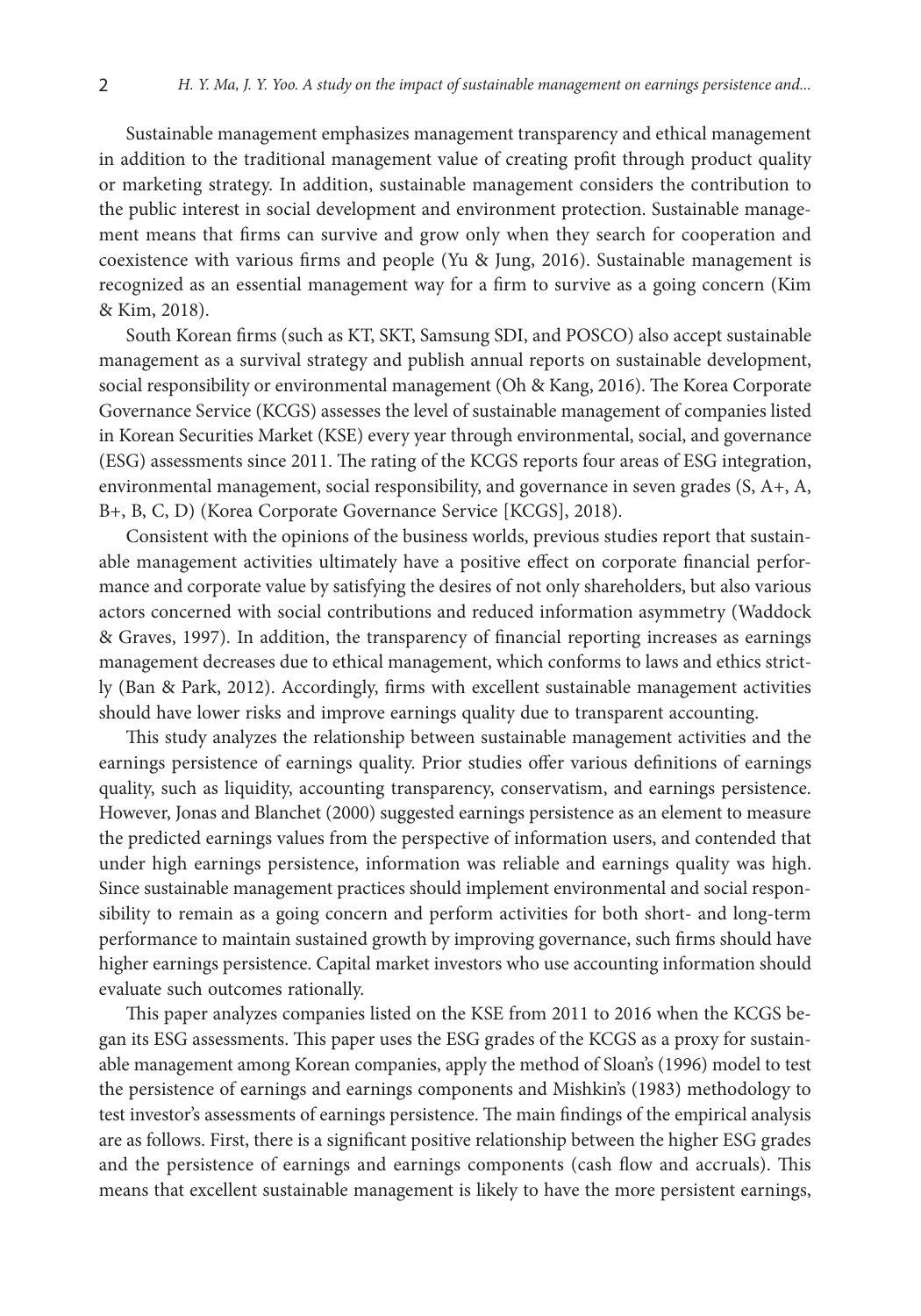Sustainable management emphasizes management transparency and ethical management in addition to the traditional management value of creating profit through product quality or marketing strategy. In addition, sustainable management considers the contribution to the public interest in social development and environment protection. Sustainable management means that firms can survive and grow only when they search for cooperation and coexistence with various firms and people (Yu & Jung, 2016). Sustainable management is recognized as an essential management way for a firm to survive as a going concern (Kim & Kim, 2018).

South Korean firms (such as KT, SKT, Samsung SDI, and POSCO) also accept sustainable management as a survival strategy and publish annual reports on sustainable development, social responsibility or environmental management (Oh & Kang, 2016). The Korea Corporate Governance Service (KCGS) assesses the level of sustainable management of companies listed in Korean Securities Market (KSE) every year through environmental, social, and governance (ESG) assessments since 2011. The rating of the KCGS reports four areas of ESG integration, environmental management, social responsibility, and governance in seven grades (S, A+, A, B+, B, C, D) (Korea Corporate Governance Service [KCGS], 2018).

Consistent with the opinions of the business worlds, previous studies report that sustainable management activities ultimately have a positive effect on corporate financial performance and corporate value by satisfying the desires of not only shareholders, but also various actors concerned with social contributions and reduced information asymmetry (Waddock & Graves, 1997). In addition, the transparency of financial reporting increases as earnings management decreases due to ethical management, which conforms to laws and ethics strictly (Ban & Park, 2012). Accordingly, firms with excellent sustainable management activities should have lower risks and improve earnings quality due to transparent accounting.

This study analyzes the relationship between sustainable management activities and the earnings persistence of earnings quality. Prior studies offer various definitions of earnings quality, such as liquidity, accounting transparency, conservatism, and earnings persistence. However, Jonas and Blanchet (2000) suggested earnings persistence as an element to measure the predicted earnings values from the perspective of information users, and contended that under high earnings persistence, information was reliable and earnings quality was high. Since sustainable management practices should implement environmental and social responsibility to remain as a going concern and perform activities for both short- and long-term performance to maintain sustained growth by improving governance, such firms should have higher earnings persistence. Capital market investors who use accounting information should evaluate such outcomes rationally.

This paper analyzes companies listed on the KSE from 2011 to 2016 when the KCGS began its ESG assessments. This paper uses the ESG grades of the KCGS as a proxy for sustainable management among Korean companies, apply the method of Sloan's (1996) model to test the persistence of earnings and earnings components and Mishkin's (1983) methodology to test investor's assessments of earnings persistence. The main findings of the empirical analysis are as follows. First, there is a significant positive relationship between the higher ESG grades and the persistence of earnings and earnings components (cash flow and accruals). This means that excellent sustainable management is likely to have the more persistent earnings,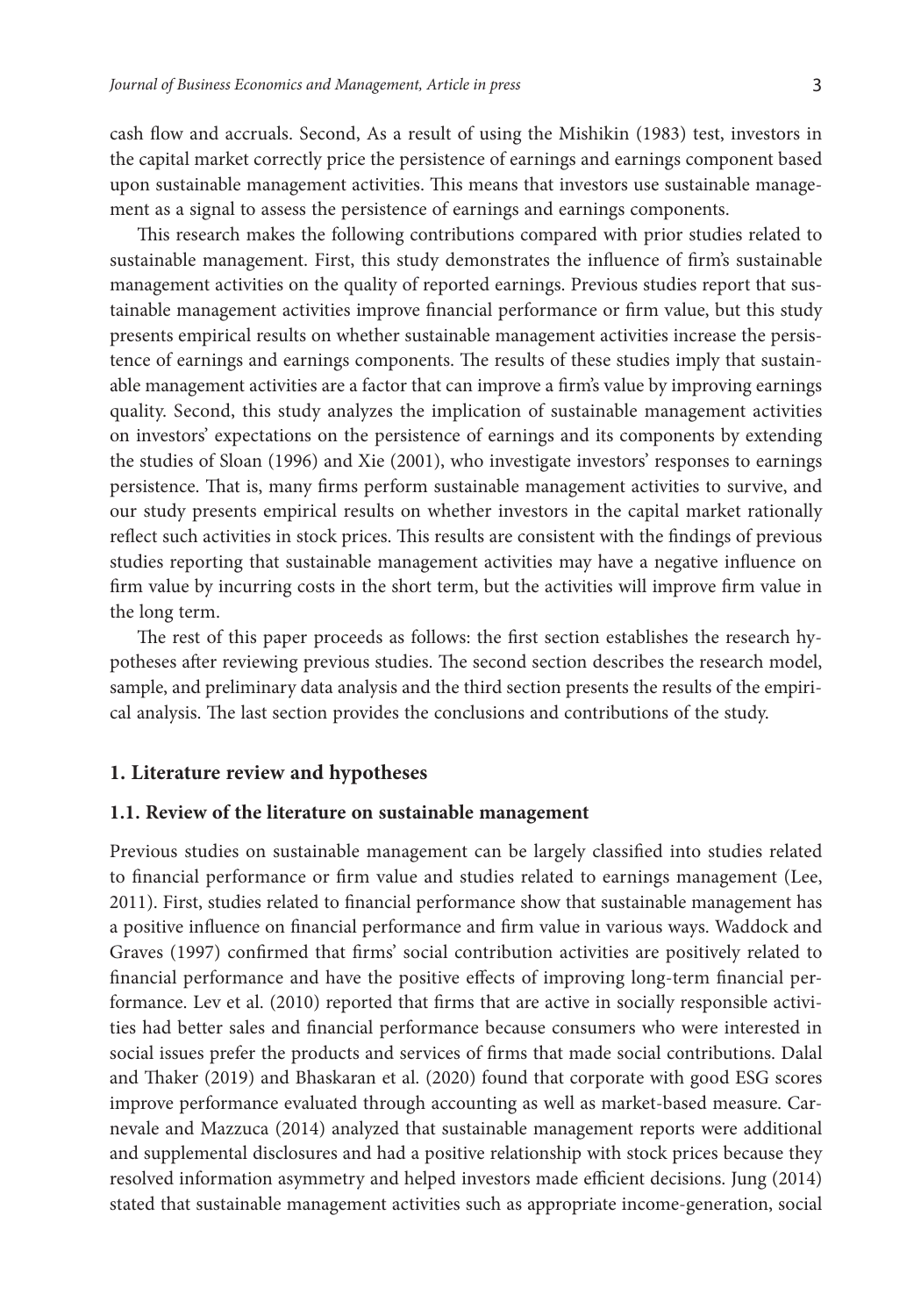cash flow and accruals. Second, As a result of using the Mishikin (1983) test, investors in the capital market correctly price the persistence of earnings and earnings component based upon sustainable management activities. This means that investors use sustainable management as a signal to assess the persistence of earnings and earnings components.

This research makes the following contributions compared with prior studies related to sustainable management. First, this study demonstrates the influence of firm's sustainable management activities on the quality of reported earnings. Previous studies report that sustainable management activities improve financial performance or firm value, but this study presents empirical results on whether sustainable management activities increase the persistence of earnings and earnings components. The results of these studies imply that sustainable management activities are a factor that can improve a firm's value by improving earnings quality. Second, this study analyzes the implication of sustainable management activities on investors' expectations on the persistence of earnings and its components by extending the studies of Sloan (1996) and Xie (2001), who investigate investors' responses to earnings persistence. That is, many firms perform sustainable management activities to survive, and our study presents empirical results on whether investors in the capital market rationally reflect such activities in stock prices. This results are consistent with the findings of previous studies reporting that sustainable management activities may have a negative influence on firm value by incurring costs in the short term, but the activities will improve firm value in the long term.

The rest of this paper proceeds as follows: the first section establishes the research hypotheses after reviewing previous studies. The second section describes the research model, sample, and preliminary data analysis and the third section presents the results of the empirical analysis. The last section provides the conclusions and contributions of the study.

## 1. Literature review and hypotheses

### 1.1. Review of the literature on sustainable management

Previous studies on sustainable management can be largely classified into studies related to financial performance or firm value and studies related to earnings management (Lee, 2011). First, studies related to financial performance show that sustainable management has a positive influence on financial performance and firm value in various ways. Waddock and Graves (1997) confirmed that firms' social contribution activities are positively related to financial performance and have the positive effects of improving long-term financial performance. Lev et al. (2010) reported that firms that are active in socially responsible activities had better sales and financial performance because consumers who were interested in social issues prefer the products and services of firms that made social contributions. Dalal and Thaker (2019) and Bhaskaran et al. (2020) found that corporate with good ESG scores improve performance evaluated through accounting as well as market-based measure. Carnevale and Mazzuca (2014) analyzed that sustainable management reports were additional and supplemental disclosures and had a positive relationship with stock prices because they resolved information asymmetry and helped investors made efficient decisions. Jung (2014) stated that sustainable management activities such as appropriate income-generation, social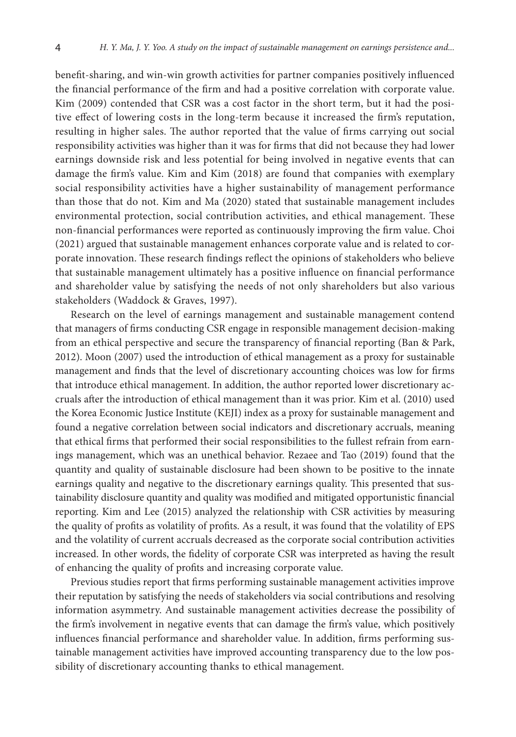benefit-sharing, and win-win growth activities for partner companies positively influenced the financial performance of the firm and had a positive correlation with corporate value. Kim (2009) contended that CSR was a cost factor in the short term, but it had the positive effect of lowering costs in the long-term because it increased the firm's reputation, resulting in higher sales. The author reported that the value of firms carrying out social responsibility activities was higher than it was for firms that did not because they had lower earnings downside risk and less potential for being involved in negative events that can damage the firm's value. Kim and Kim (2018) are found that companies with exemplary social responsibility activities have a higher sustainability of management performance than those that do not. Kim and Ma (2020) stated that sustainable management includes environmental protection, social contribution activities, and ethical management. These non-financial performances were reported as continuously improving the firm value. Choi (2021) argued that sustainable management enhances corporate value and is related to corporate innovation. These research findings reflect the opinions of stakeholders who believe that sustainable management ultimately has a positive influence on financial performance and shareholder value by satisfying the needs of not only shareholders but also various stakeholders (Waddock & Graves, 1997).

Research on the level of earnings management and sustainable management contend that managers of firms conducting CSR engage in responsible management decision-making from an ethical perspective and secure the transparency of financial reporting (Ban & Park, 2012). Moon (2007) used the introduction of ethical management as a proxy for sustainable management and finds that the level of discretionary accounting choices was low for firms that introduce ethical management. In addition, the author reported lower discretionary accruals after the introduction of ethical management than it was prior. Kim et al. (2010) used the Korea Economic Justice Institute (KEJI) index as a proxy for sustainable management and found a negative correlation between social indicators and discretionary accruals, meaning that ethical firms that performed their social responsibilities to the fullest refrain from earnings management, which was an unethical behavior. Rezaee and Tao (2019) found that the quantity and quality of sustainable disclosure had been shown to be positive to the innate earnings quality and negative to the discretionary earnings quality. This presented that sustainability disclosure quantity and quality was modified and mitigated opportunistic financial reporting. Kim and Lee (2015) analyzed the relationship with CSR activities by measuring the quality of profits as volatility of profits. As a result, it was found that the volatility of EPS and the volatility of current accruals decreased as the corporate social contribution activities increased. In other words, the fidelity of corporate CSR was interpreted as having the result of enhancing the quality of profits and increasing corporate value.

Previous studies report that firms performing sustainable management activities improve their reputation by satisfying the needs of stakeholders via social contributions and resolving information asymmetry. And sustainable management activities decrease the possibility of the firm's involvement in negative events that can damage the firm's value, which positively influences financial performance and shareholder value. In addition, firms performing sustainable management activities have improved accounting transparency due to the low possibility of discretionary accounting thanks to ethical management.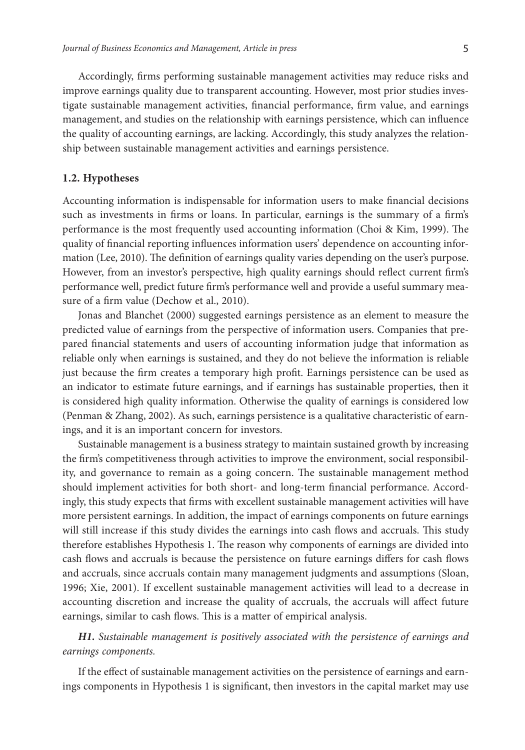Accordingly, firms performing sustainable management activities may reduce risks and improve earnings quality due to transparent accounting. However, most prior studies investigate sustainable management activities, financial performance, firm value, and earnings management, and studies on the relationship with earnings persistence, which can influence the quality of accounting earnings, are lacking. Accordingly, this study analyzes the relationship between sustainable management activities and earnings persistence.

### 1.2. Hypotheses

Accounting information is indispensable for information users to make financial decisions such as investments in firms or loans. In particular, earnings is the summary of a firm's performance is the most frequently used accounting information (Choi & Kim, 1999). The quality of financial reporting influences information users' dependence on accounting information (Lee, 2010). The definition of earnings quality varies depending on the user's purpose. However, from an investor's perspective, high quality earnings should reflect current firm's performance well, predict future firm's performance well and provide a useful summary measure of a firm value (Dechow et al., 2010).

Jonas and Blanchet (2000) suggested earnings persistence as an element to measure the predicted value of earnings from the perspective of information users. Companies that prepared financial statements and users of accounting information judge that information as reliable only when earnings is sustained, and they do not believe the information is reliable just because the firm creates a temporary high profit. Earnings persistence can be used as an indicator to estimate future earnings, and if earnings has sustainable properties, then it is considered high quality information. Otherwise the quality of earnings is considered low (Penman & Zhang, 2002). As such, earnings persistence is a qualitative characteristic of earnings, and it is an important concern for investors.

Sustainable management is a business strategy to maintain sustained growth by increasing the firm's competitiveness through activities to improve the environment, social responsibility, and governance to remain as a going concern. The sustainable management method should implement activities for both short- and long-term financial performance. Accordingly, this study expects that firms with excellent sustainable management activities will have more persistent earnings. In addition, the impact of earnings components on future earnings will still increase if this study divides the earnings into cash flows and accruals. This study therefore establishes Hypothesis 1. The reason why components of earnings are divided into cash flows and accruals is because the persistence on future earnings differs for cash flows and accruals, since accruals contain many management judgments and assumptions (Sloan, 1996; Xie, 2001). If excellent sustainable management activities will lead to a decrease in accounting discretion and increase the quality of accruals, the accruals will affect future earnings, similar to cash flows. This is a matter of empirical analysis.

***H1.*** *Sustainable management is positively associated with the persistence of earnings and earnings components.*

If the effect of sustainable management activities on the persistence of earnings and earnings components in Hypothesis 1 is significant, then investors in the capital market may use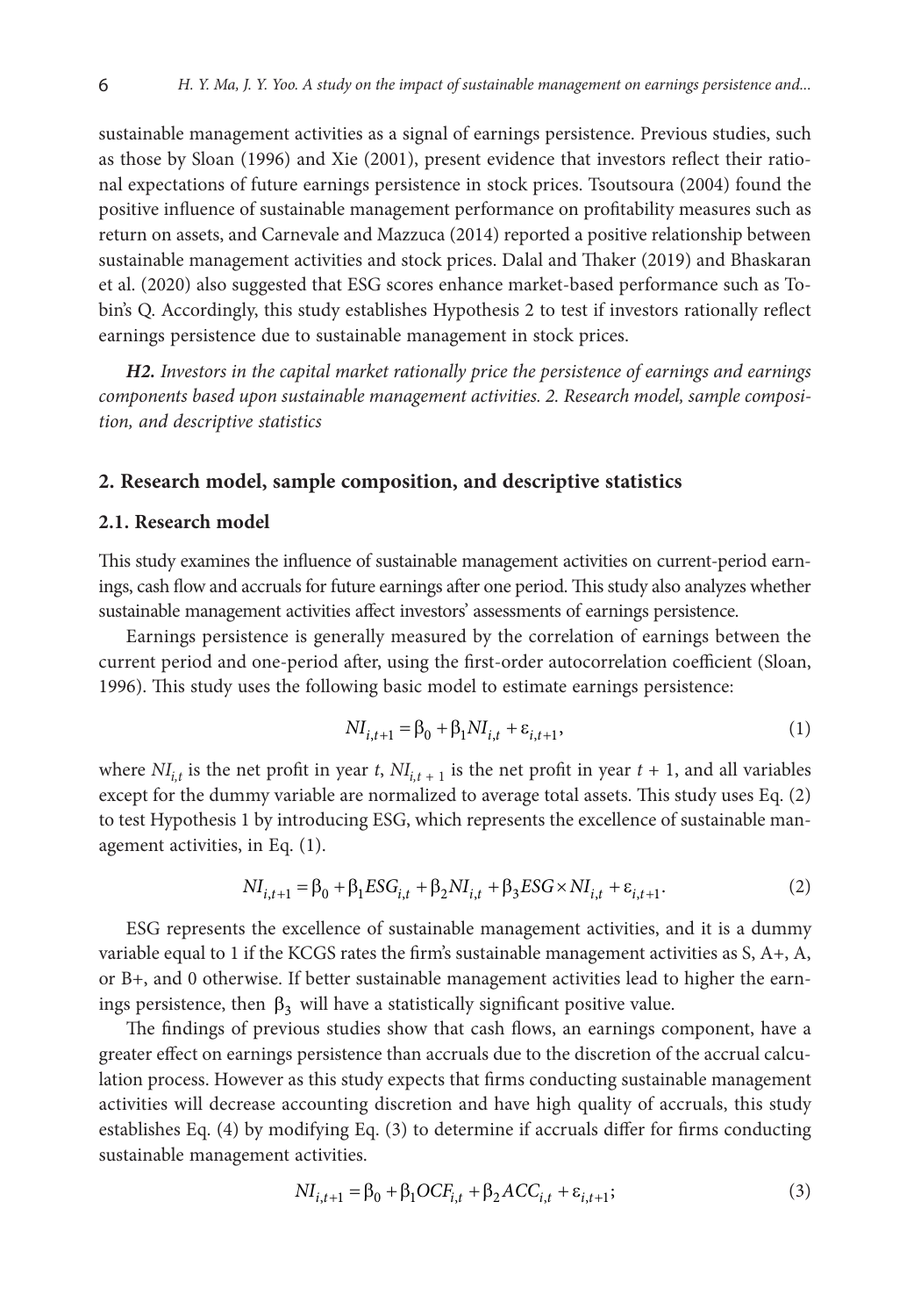sustainable management activities as a signal of earnings persistence. Previous studies, such as those by Sloan (1996) and Xie (2001), present evidence that investors reflect their rational expectations of future earnings persistence in stock prices. Tsoutsoura (2004) found the positive influence of sustainable management performance on profitability measures such as return on assets, and Carnevale and Mazzuca (2014) reported a positive relationship between sustainable management activities and stock prices. Dalal and Thaker (2019) and Bhaskaran et al. (2020) also suggested that ESG scores enhance market-based performance such as Tobin's Q. Accordingly, this study establishes Hypothesis 2 to test if investors rationally reflect earnings persistence due to sustainable management in stock prices.

***H2.*** *Investors in the capital market rationally price the persistence of earnings and earnings components based upon sustainable management activities. 2. Research model, sample composition, and descriptive statistics*

## 2. Research model, sample composition, and descriptive statistics

### 2.1. Research model

This study examines the influence of sustainable management activities on current-period earnings, cash flow and accruals for future earnings after one period. This study also analyzes whether sustainable management activities affect investors' assessments of earnings persistence.

Earnings persistence is generally measured by the correlation of earnings between the current period and one-period after, using the first-order autocorrelation coefficient (Sloan, 1996). This study uses the following basic model to estimate earnings persistence:

$$NI_{i,t+1} = \beta_0 + \beta_1 NI_{i,t} + \varepsilon_{i,t+1}, \tag{1}$$

where $NI_{i,t}$ is the net profit in year $t$, $NI_{i,t+1}$ is the net profit in year $t+1$, and all variables except for the dummy variable are normalized to average total assets. This study uses Eq. (2) to test Hypothesis 1 by introducing ESG, which represents the excellence of sustainable management activities, in Eq. (1).

$$NI_{i,t+1} = \beta_0 + \beta_1 ESG_{i,t} + \beta_2 NI_{i,t} + \beta_3 ESG \times NI_{i,t} + \varepsilon_{i,t+1}. \tag{2}$$

ESG represents the excellence of sustainable management activities, and it is a dummy variable equal to 1 if the KCGS rates the firm's sustainable management activities as S, A+, A, or B+, and 0 otherwise. If better sustainable management activities lead to higher the earnings persistence, then $\beta_3$ will have a statistically significant positive value.

The findings of previous studies show that cash flows, an earnings component, have a greater effect on earnings persistence than accruals due to the discretion of the accrual calculation process. However as this study expects that firms conducting sustainable management activities will decrease accounting discretion and have high quality of accruals, this study establishes Eq. (4) by modifying Eq. (3) to determine if accruals differ for firms conducting sustainable management activities.

$$NI_{i,t+1} = \beta_0 + \beta_1 OCF_{i,t} + \beta_2 ACC_{i,t} + \varepsilon_{i,t+1}; \tag{3}$$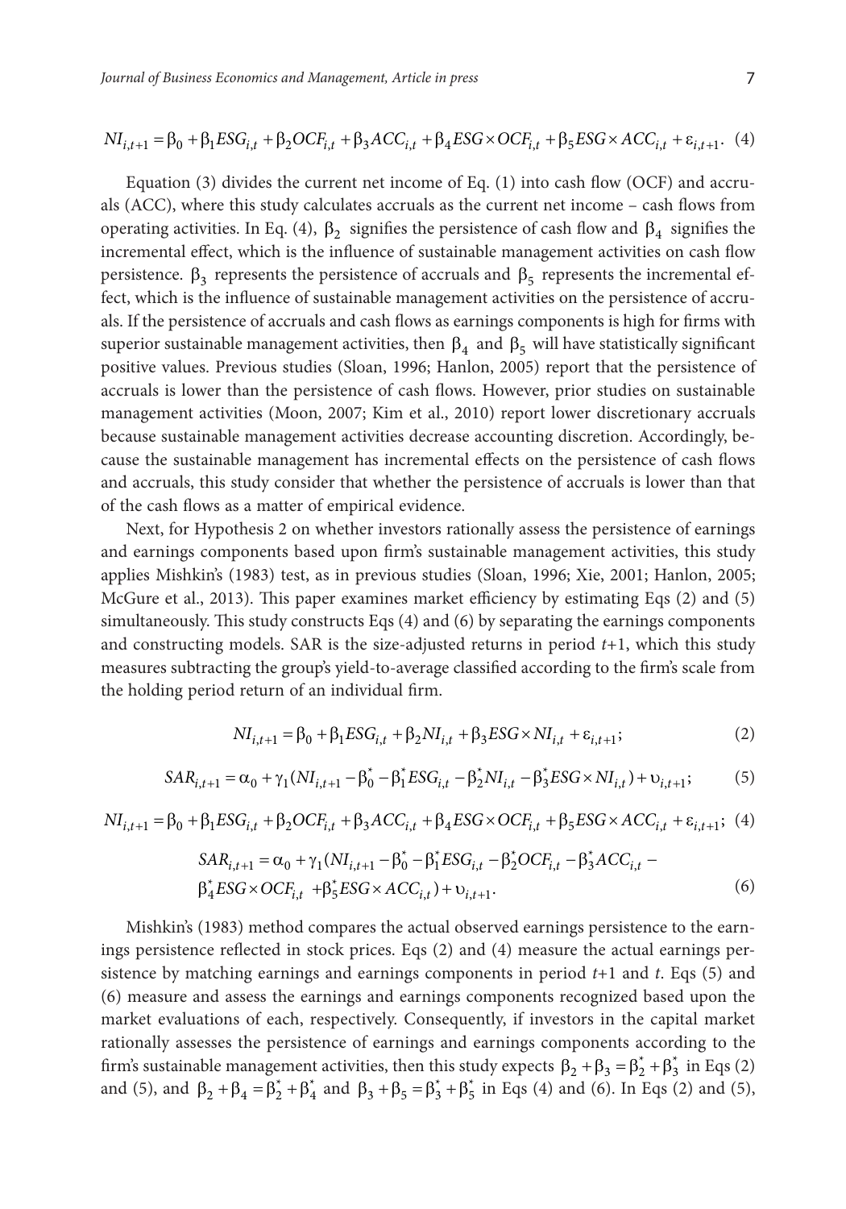$$NI_{i,t+1} = \beta_0 + \beta_1 ESG_{i,t} + \beta_2 OCF_{i,t} + \beta_3 ACC_{i,t} + \beta_4 ESG \times OCF_{i,t} + \beta_5 ESG \times ACC_{i,t} + \varepsilon_{i,t+1}. \quad (4)$$

Equation (3) divides the current net income of Eq. (1) into cash flow (OCF) and accruals (ACC), where this study calculates accruals as the current net income – cash flows from operating activities. In Eq. (4), $\beta_2$ signifies the persistence of cash flow and $\beta_4$ signifies the incremental effect, which is the influence of sustainable management activities on cash flow persistence. $\beta_3$ represents the persistence of accruals and $\beta_5$ represents the incremental effect, which is the influence of sustainable management activities on the persistence of accruals. If the persistence of accruals and cash flows as earnings components is high for firms with superior sustainable management activities, then $\beta_4$ and $\beta_5$ will have statistically significant positive values. Previous studies (Sloan, 1996; Hanlon, 2005) report that the persistence of accruals is lower than the persistence of cash flows. However, prior studies on sustainable management activities (Moon, 2007; Kim et al., 2010) report lower discretionary accruals because sustainable management activities decrease accounting discretion. Accordingly, because the sustainable management has incremental effects on the persistence of cash flows and accruals, this study consider that whether the persistence of accruals is lower than that of the cash flows as a matter of empirical evidence.

Next, for Hypothesis 2 on whether investors rationally assess the persistence of earnings and earnings components based upon firm's sustainable management activities, this study applies Mishkin's (1983) test, as in previous studies (Sloan, 1996; Xie, 2001; Hanlon, 2005; McGure et al., 2013). This paper examines market efficiency by estimating Eqs (2) and (5) simultaneously. This study constructs Eqs (4) and (6) by separating the earnings components and constructing models. SAR is the size-adjusted returns in period $t$+1, which this study measures subtracting the group's yield-to-average classified according to the firm's scale from the holding period return of an individual firm.

$$NI_{i,t+1} = \beta_0 + \beta_1 ESG_{i,t} + \beta_2 NI_{i,t} + \beta_3 ESG \times NI_{i,t} + \varepsilon_{i,t+1}; \quad (2)$$

$$SAR_{i,t+1} = \alpha_0 + \gamma_1 (NI_{i,t+1} - \beta_0^* - \beta_1^* ESG_{i,t} - \beta_2^* NI_{i,t} - \beta_3^* ESG \times NI_{i,t}) + \upsilon_{i,t+1}; \quad (5)$$

$$NI_{i,t+1} = \beta_0 + \beta_1 ESG_{i,t} + \beta_2 OCF_{i,t} + \beta_3 ACC_{i,t} + \beta_4 ESG \times OCF_{i,t} + \beta_5 ESG \times ACC_{i,t} + \varepsilon_{i,t+1}; \quad (4)$$

$$SAR_{i,t+1} = \alpha_0 + \gamma_1 (NI_{i,t+1} - \beta_0^* - \beta_1^* ESG_{i,t} - \beta_2^* OCF_{i,t} - \beta_3^* ACC_{i,t} - \beta_4^* ESG \times OCF_{i,t} + \beta_5^* ESG \times ACC_{i,t}) + \upsilon_{i,t+1}. \quad (6)$$

Mishkin's (1983) method compares the actual observed earnings persistence to the earnings persistence reflected in stock prices. Eqs (2) and (4) measure the actual earnings persistence by matching earnings and earnings components in period $t$+1 and $t$. Eqs (5) and (6) measure and assess the earnings and earnings components recognized based upon the market evaluations of each, respectively. Consequently, if investors in the capital market rationally assesses the persistence of earnings and earnings components according to the firm's sustainable management activities, then this study expects $\beta_2 + \beta_3 = \beta_2^* + \beta_3^*$ in Eqs (2) and (5), and $\beta_2 + \beta_4 = \beta_2^* + \beta_4^*$ and $\beta_3 + \beta_5 = \beta_3^* + \beta_5^*$ in Eqs (4) and (6). In Eqs (2) and (5),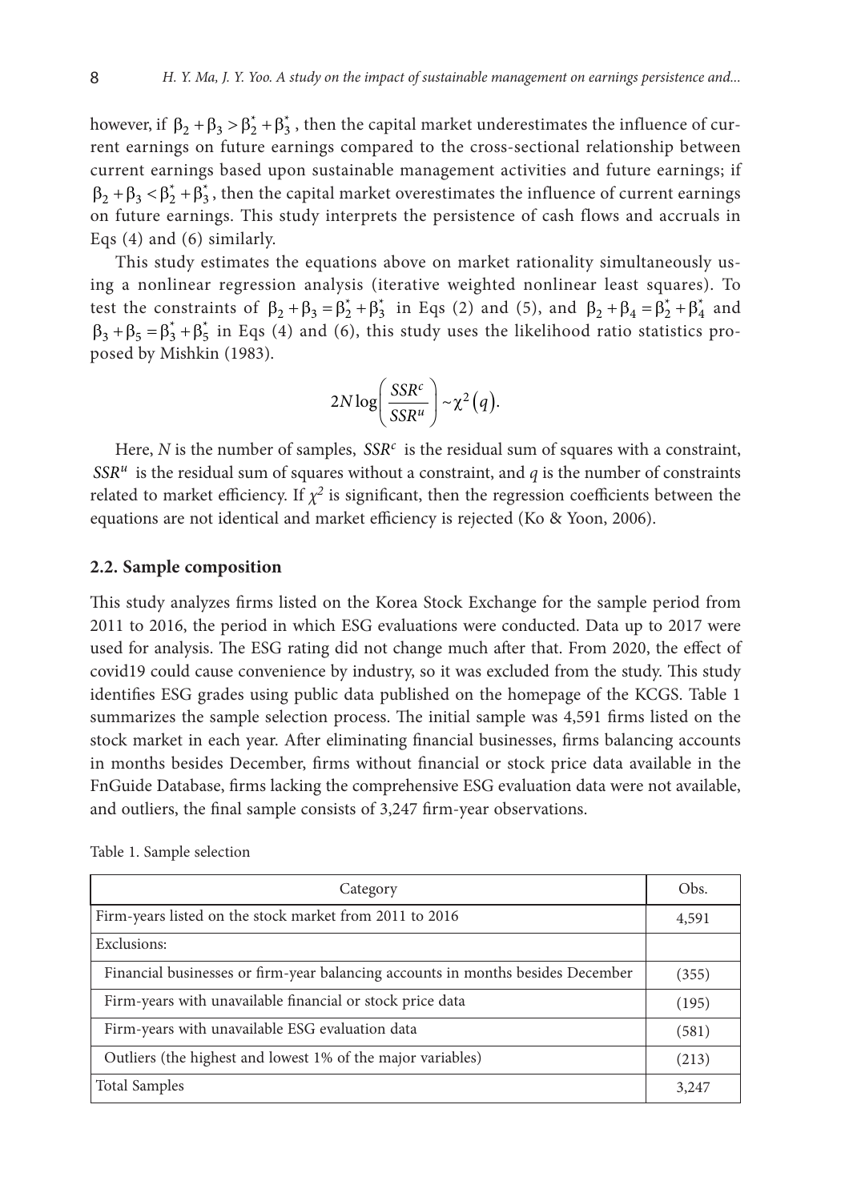however, if $\beta_2 + \beta_3 > \beta_2^* + \beta_3^*$, then the capital market underestimates the influence of current earnings on future earnings compared to the cross-sectional relationship between current earnings based upon sustainable management activities and future earnings; if $\beta_2 + \beta_3 < \beta_2^* + \beta_3^*$, then the capital market overestimates the influence of current earnings on future earnings. This study interprets the persistence of cash flows and accruals in Eqs (4) and (6) similarly.

This study estimates the equations above on market rationality simultaneously using a nonlinear regression analysis (iterative weighted nonlinear least squares). To test the constraints of $\beta_2 + \beta_3 = \beta_2^* + \beta_3^*$ in Eqs (2) and (5), and $\beta_2 + \beta_4 = \beta_2^* + \beta_4^*$ and $\beta_3 + \beta_5 = \beta_3^* + \beta_5^*$ in Eqs (4) and (6), this study uses the likelihood ratio statistics proposed by Mishkin (1983).

$$2N \log\left(\frac{SSR^c}{SSR^u}\right) \sim \chi^2(q).$$

Here, $N$ is the number of samples, $SSR^c$ is the residual sum of squares with a constraint, $SSR^u$ is the residual sum of squares without a constraint, and $q$ is the number of constraints related to market efficiency. If $\chi^2$ is significant, then the regression coefficients between the equations are not identical and market efficiency is rejected (Ko & Yoon, 2006).

### 2.2. Sample composition

This study analyzes firms listed on the Korea Stock Exchange for the sample period from 2011 to 2016, the period in which ESG evaluations were conducted. Data up to 2017 were used for analysis. The ESG rating did not change much after that. From 2020, the effect of covid19 could cause convenience by industry, so it was excluded from the study. This study identifies ESG grades using public data published on the homepage of the KCGS. Table 1 summarizes the sample selection process. The initial sample was 4,591 firms listed on the stock market in each year. After eliminating financial businesses, firms balancing accounts in months besides December, firms without financial or stock price data available in the FnGuide Database, firms lacking the comprehensive ESG evaluation data were not available, and outliers, the final sample consists of 3,247 firm-year observations.

Table 1. Sample selection

| Category | Obs. |
|---|---|
| Firm-years listed on the stock market from 2011 to 2016 | 4,591 |
| Exclusions: | |
| Financial businesses or firm-year balancing accounts in months besides December | (355) |
| Firm-years with unavailable financial or stock price data | (195) |
| Firm-years with unavailable ESG evaluation data | (581) |
| Outliers (the highest and lowest 1% of the major variables) | (213) |
| Total Samples | 3,247 |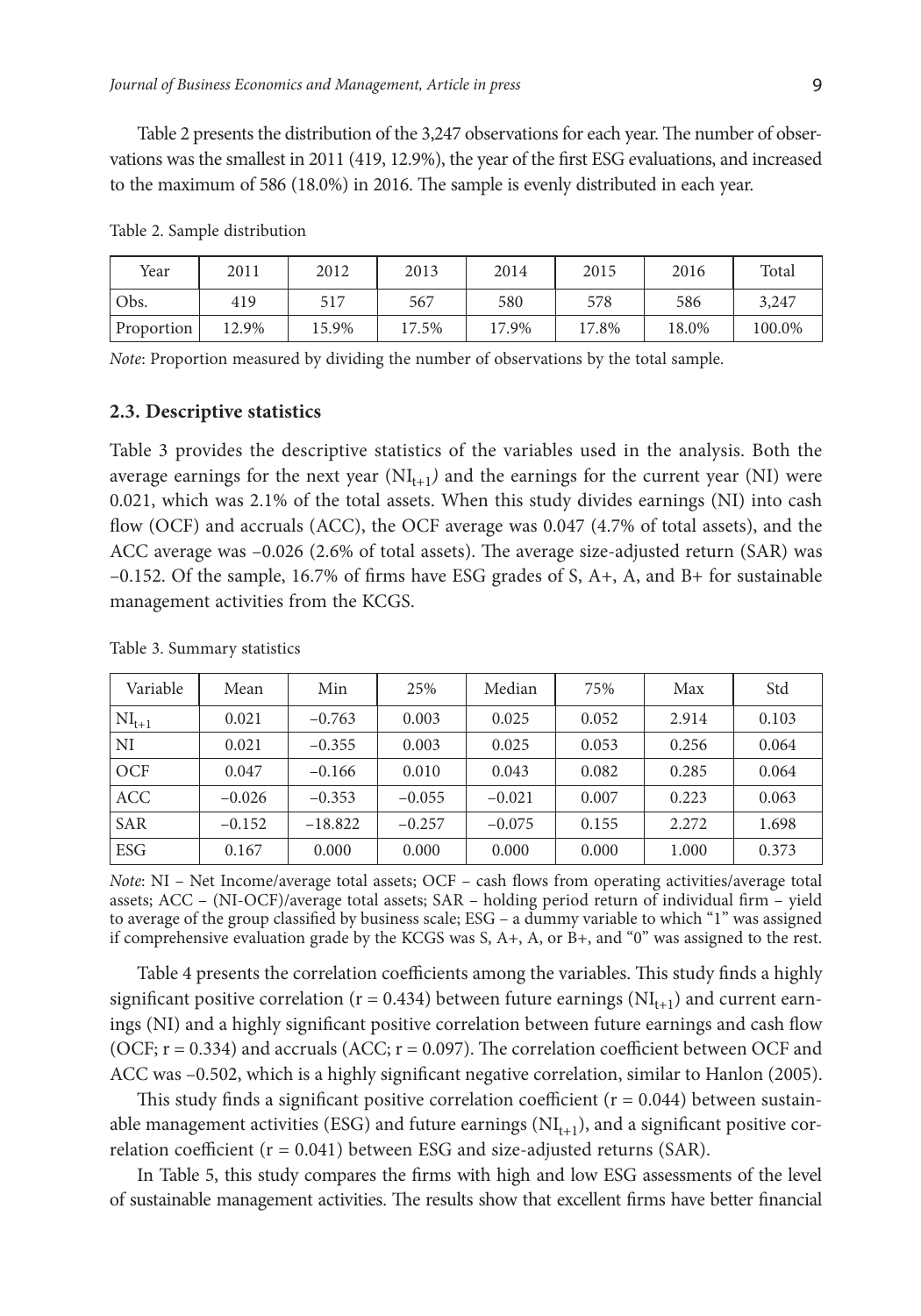Table 2 presents the distribution of the 3,247 observations for each year. The number of observations was the smallest in 2011 (419, 12.9%), the year of the first ESG evaluations, and increased to the maximum of 586 (18.0%) in 2016. The sample is evenly distributed in each year.

Table 2. Sample distribution

| Year | 2011 | 2012 | 2013 | 2014 | 2015 | 2016 | Total |
|---|---|---|---|---|---|---|---|
| Obs. | 419 | 517 | 567 | 580 | 578 | 586 | 3,247 |
| Proportion | 12.9% | 15.9% | 17.5% | 17.9% | 17.8% | 18.0% | 100.0% |

*Note*: Proportion measured by dividing the number of observations by the total sample.

### 2.3. Descriptive statistics

Table 3 provides the descriptive statistics of the variables used in the analysis. Both the average earnings for the next year ($NI_{t+1}$) and the earnings for the current year (NI) were 0.021, which was 2.1% of the total assets. When this study divides earnings (NI) into cash flow (OCF) and accruals (ACC), the OCF average was 0.047 (4.7% of total assets), and the ACC average was –0.026 (2.6% of total assets). The average size-adjusted return (SAR) was –0.152. Of the sample, 16.7% of firms have ESG grades of S, A+, A, and B+ for sustainable management activities from the KCGS.

Table 3. Summary statistics

| Variable | Mean | Min | 25% | Median | 75% | Max | Std |
|---|---|---|---|---|---|---|---|
| $NI_{t+1}$ | 0.021 | –0.763 | 0.003 | 0.025 | 0.052 | 2.914 | 0.103 |
| NI | 0.021 | –0.355 | 0.003 | 0.025 | 0.053 | 0.256 | 0.064 |
| OCF | 0.047 | –0.166 | 0.010 | 0.043 | 0.082 | 0.285 | 0.064 |
| ACC | –0.026 | –0.353 | –0.055 | –0.021 | 0.007 | 0.223 | 0.063 |
| SAR | –0.152 | –18.822 | –0.257 | –0.075 | 0.155 | 2.272 | 1.698 |
| ESG | 0.167 | 0.000 | 0.000 | 0.000 | 0.000 | 1.000 | 0.373 |

*Note*: NI – Net Income/average total assets; OCF – cash flows from operating activities/average total assets; ACC – (NI-OCF)/average total assets; SAR – holding period return of individual firm – yield to average of the group classified by business scale; ESG – a dummy variable to which "1" was assigned if comprehensive evaluation grade by the KCGS was S, A+, A, or B+, and "0" was assigned to the rest.

Table 4 presents the correlation coefficients among the variables. This study finds a highly significant positive correlation ($r = 0.434$) between future earnings ($NI_{t+1}$) and current earnings (NI) and a highly significant positive correlation between future earnings and cash flow (OCF; $r = 0.334$) and accruals (ACC; $r = 0.097$). The correlation coefficient between OCF and ACC was –0.502, which is a highly significant negative correlation, similar to Hanlon (2005).

This study finds a significant positive correlation coefficient ($r = 0.044$) between sustainable management activities (ESG) and future earnings ($NI_{t+1}$), and a significant positive correlation coefficient ($r = 0.041$) between ESG and size-adjusted returns (SAR).

In Table 5, this study compares the firms with high and low ESG assessments of the level of sustainable management activities. The results show that excellent firms have better financial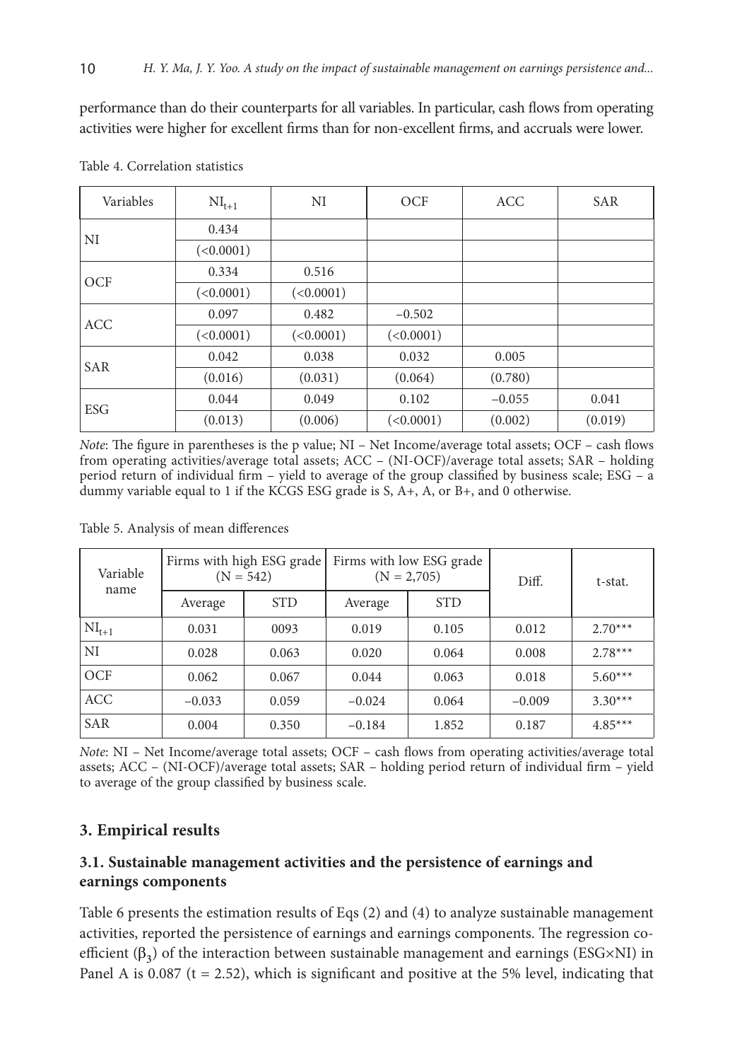performance than do their counterparts for all variables. In particular, cash flows from operating activities were higher for excellent firms than for non-excellent firms, and accruals were lower.

Table 4. Correlation statistics

| Variables | $NI_{t+1}$ | NI | OCF | ACC | SAR |
|---|---|---|---|---|---|
| NI | 0.434 | | | | |
| | (<0.0001) | | | | |
| OCF | 0.334 | 0.516 | | | |
| | (<0.0001) | (<0.0001) | | | |
| ACC | 0.097 | 0.482 | −0.502 | | |
| | (<0.0001) | (<0.0001) | (<0.0001) | | |
| SAR | 0.042 | 0.038 | 0.032 | 0.005 | |
| | (0.016) | (0.031) | (0.064) | (0.780) | |
| ESG | 0.044 | 0.049 | 0.102 | −0.055 | 0.041 |
| | (0.013) | (0.006) | (<0.0001) | (0.002) | (0.019) |

*Note*: The figure in parentheses is the p value; NI – Net Income/average total assets; OCF – cash flows from operating activities/average total assets; ACC – (NI-OCF)/average total assets; SAR – holding period return of individual firm – yield to average of the group classified by business scale; ESG – a dummy variable equal to 1 if the KCGS ESG grade is S, A+, A, or B+, and 0 otherwise.

Table 5. Analysis of mean differences

| Variable name | Firms with high ESG grade (N = 542) | | Firms with low ESG grade (N = 2,705) | | Diff. | t-stat. |
|---|---|---|---|---|---|---|
| | Average | STD | Average | STD | | |
| $NI_{t+1}$ | 0.031 | 0093 | 0.019 | 0.105 | 0.012 | 2.70*** |
| NI | 0.028 | 0.063 | 0.020 | 0.064 | 0.008 | 2.78*** |
| OCF | 0.062 | 0.067 | 0.044 | 0.063 | 0.018 | 5.60*** |
| ACC | −0.033 | 0.059 | −0.024 | 0.064 | −0.009 | 3.30*** |
| SAR | 0.004 | 0.350 | −0.184 | 1.852 | 0.187 | 4.85*** |

*Note*: NI – Net Income/average total assets; OCF – cash flows from operating activities/average total assets; ACC – (NI-OCF)/average total assets; SAR – holding period return of individual firm – yield to average of the group classified by business scale.

## 3. Empirical results

### 3.1. Sustainable management activities and the persistence of earnings and earnings components

Table 6 presents the estimation results of Eqs (2) and (4) to analyze sustainable management activities, reported the persistence of earnings and earnings components. The regression coefficient ($\beta_3$) of the interaction between sustainable management and earnings (ESG×NI) in Panel A is 0.087 ($t = 2.52$), which is significant and positive at the 5% level, indicating that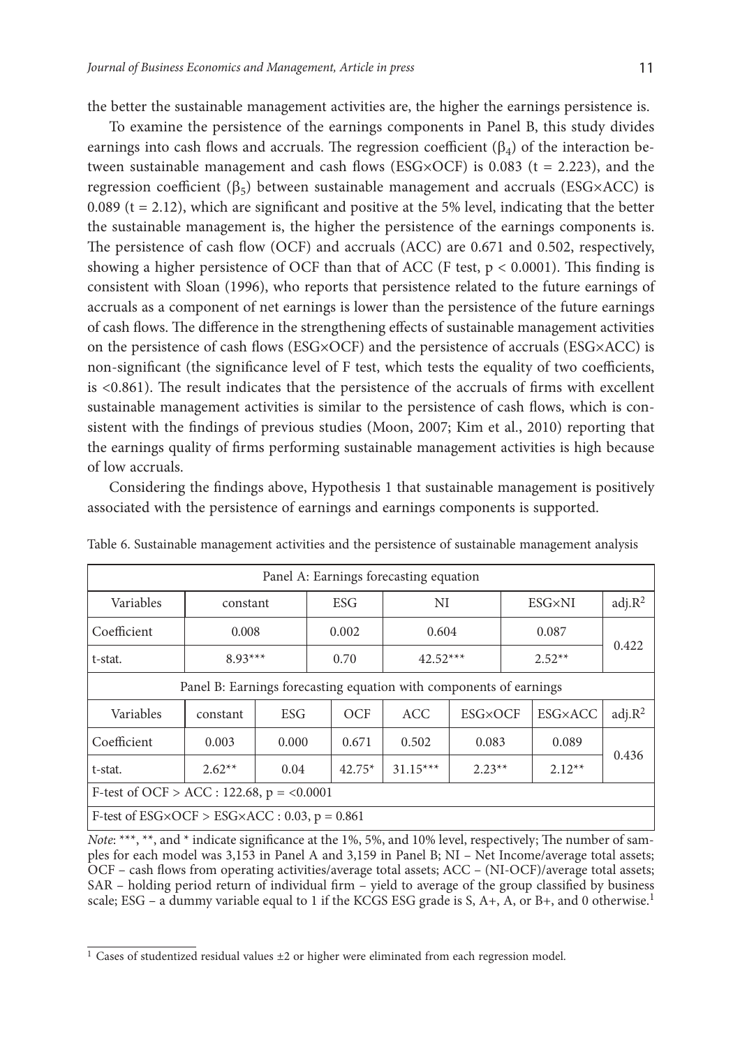the better the sustainable management activities are, the higher the earnings persistence is.

To examine the persistence of the earnings components in Panel B, this study divides earnings into cash flows and accruals. The regression coefficient ($\beta_4$) of the interaction between sustainable management and cash flows (ESG×OCF) is 0.083 (t = 2.223), and the regression coefficient ($\beta_5$) between sustainable management and accruals (ESG×ACC) is 0.089 (t = 2.12), which are significant and positive at the 5% level, indicating that the better the sustainable management is, the higher the persistence of the earnings components is. The persistence of cash flow (OCF) and accruals (ACC) are 0.671 and 0.502, respectively, showing a higher persistence of OCF than that of ACC (F test, $p < 0.0001$). This finding is consistent with Sloan (1996), who reports that persistence related to the future earnings of accruals as a component of net earnings is lower than the persistence of the future earnings of cash flows. The difference in the strengthening effects of sustainable management activities on the persistence of cash flows (ESG×OCF) and the persistence of accruals (ESG×ACC) is non-significant (the significance level of F test, which tests the equality of two coefficients, is <0.861). The result indicates that the persistence of the accruals of firms with excellent sustainable management activities is similar to the persistence of cash flows, which is consistent with the findings of previous studies (Moon, 2007; Kim et al., 2010) reporting that the earnings quality of firms performing sustainable management activities is high because of low accruals.

Considering the findings above, Hypothesis 1 that sustainable management is positively associated with the persistence of earnings and earnings components is supported.

Table 6. Sustainable management activities and the persistence of sustainable management analysis

| Panel A: Earnings forecasting equation | | | | | |
|---|---|---|---|---|---|
| Variables | constant | ESG | NI | ESG×NI | adj.$R^2$ |
| Coefficient | 0.008 | 0.002 | 0.604 | 0.087 | 0.422 |
| t-stat. | 8.93*** | 0.70 | 42.52*** | 2.52** | |

| Panel B: Earnings forecasting equation with components of earnings | | | | | | | |
|---|---|---|---|---|---|---|---|
| Variables | constant | ESG | OCF | ACC | ESG×OCF | ESG×ACC | adj.$R^2$ |
| Coefficient | 0.003 | 0.000 | 0.671 | 0.502 | 0.083 | 0.089 | 0.436 |
| t-stat. | 2.62** | 0.04 | 42.75* | 31.15*** | 2.23** | 2.12** | |
| F-test of OCF > ACC : 122.68, p = <0.0001 | | | | | | | |
| F-test of ESG×OCF > ESG×ACC : 0.03, p = 0.861 | | | | | | | |

*Note*: ***, **, and * indicate significance at the 1%, 5%, and 10% level, respectively; The number of samples for each model was 3,153 in Panel A and 3,159 in Panel B; NI – Net Income/average total assets; OCF – cash flows from operating activities/average total assets; ACC – (NI-OCF)/average total assets; SAR – holding period return of individual firm – yield to average of the group classified by business scale; ESG – a dummy variable equal to 1 if the KCGS ESG grade is S, A+, A, or B+, and 0 otherwise.[1]

[1] Cases of studentized residual values ±2 or higher were eliminated from each regression model.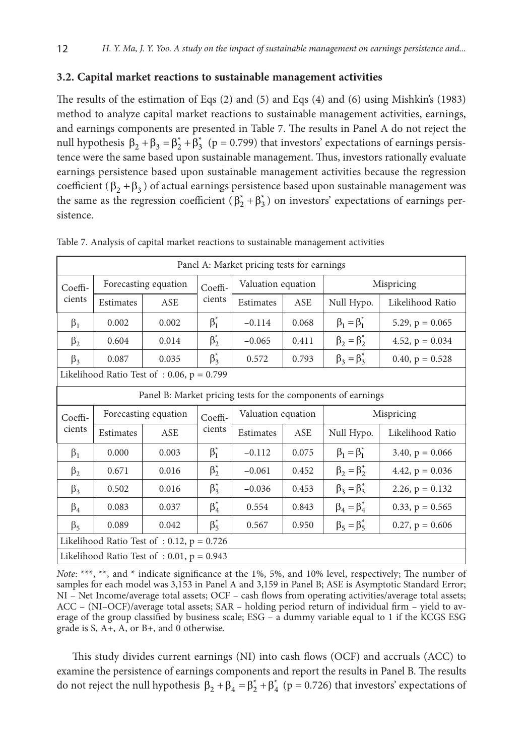### 3.2. Capital market reactions to sustainable management activities

The results of the estimation of Eqs (2) and (5) and Eqs (4) and (6) using Mishkin's (1983) method to analyze capital market reactions to sustainable management activities, earnings, and earnings components are presented in Table 7. The results in Panel A do not reject the null hypothesis $\beta_2 + \beta_3 = \beta_2^* + \beta_3^*$ (p = 0.799) that investors' expectations of earnings persistence were the same based upon sustainable management. Thus, investors rationally evaluate earnings persistence based upon sustainable management activities because the regression coefficient ($\beta_2 + \beta_3$) of actual earnings persistence based upon sustainable management was the same as the regression coefficient ($\beta_2^* + \beta_3^*$) on investors' expectations of earnings persistence.

Table 7. Analysis of capital market reactions to sustainable management activities

| Panel A: Market pricing tests for earnings | | | | | | | |
|---|---|---|---|---|---|---|---|
| Coefficients | Forecasting equation | | Coefficients | Valuation equation | | Mispricing | |
| | Estimates | ASE | | Estimates | ASE | Null Hypo. | Likelihood Ratio |
| $\beta_1$ | 0.002 | 0.002 | $\beta_1^*$ | −0.114 | 0.068 | $\beta_1 = \beta_1^*$ | 5.29, p = 0.065 |
| $\beta_2$ | 0.604 | 0.014 | $\beta_2^*$ | −0.065 | 0.411 | $\beta_2 = \beta_2^*$ | 4.52, p = 0.034 |
| $\beta_3$ | 0.087 | 0.035 | $\beta_3^*$ | 0.572 | 0.793 | $\beta_3 = \beta_3^*$ | 0.40, p = 0.528 |
| Likelihood Ratio Test of : 0.06, p = 0.799 | | | | | | | |
| **Panel B: Market pricing tests for the components of earnings** | | | | | | | |
| Coefficients | Forecasting equation | | Coefficients | Valuation equation | | Mispricing | |
| | Estimates | ASE | | Estimates | ASE | Null Hypo. | Likelihood Ratio |
| $\beta_1$ | 0.000 | 0.003 | $\beta_1^*$ | −0.112 | 0.075 | $\beta_1 = \beta_1^*$ | 3.40, p = 0.066 |
| $\beta_2$ | 0.671 | 0.016 | $\beta_2^*$ | −0.061 | 0.452 | $\beta_2 = \beta_2^*$ | 4.42, p = 0.036 |
| $\beta_3$ | 0.502 | 0.016 | $\beta_3^*$ | −0.036 | 0.453 | $\beta_3 = \beta_3^*$ | 2.26, p = 0.132 |
| $\beta_4$ | 0.083 | 0.037 | $\beta_4^*$ | 0.554 | 0.843 | $\beta_4 = \beta_4^*$ | 0.33, p = 0.565 |
| $\beta_5$ | 0.089 | 0.042 | $\beta_5^*$ | 0.567 | 0.950 | $\beta_5 = \beta_5^*$ | 0.27, p = 0.606 |
| Likelihood Ratio Test of : 0.12, p = 0.726 | | | | | | | |
| Likelihood Ratio Test of : 0.01, p = 0.943 | | | | | | | |

*Note*: \*\*\*, \*\*, and \* indicate significance at the 1%, 5%, and 10% level, respectively; The number of samples for each model was 3,153 in Panel A and 3,159 in Panel B; ASE is Asymptotic Standard Error; NI – Net Income/average total assets; OCF – cash flows from operating activities/average total assets; ACC – (NI–OCF)/average total assets; SAR – holding period return of individual firm – yield to average of the group classified by business scale; ESG – a dummy variable equal to 1 if the KCGS ESG grade is S, A+, A, or B+, and 0 otherwise.

This study divides current earnings (NI) into cash flows (OCF) and accruals (ACC) to examine the persistence of earnings components and report the results in Panel B. The results do not reject the null hypothesis $\beta_2 + \beta_4 = \beta_2^* + \beta_4^*$ (p = 0.726) that investors' expectations of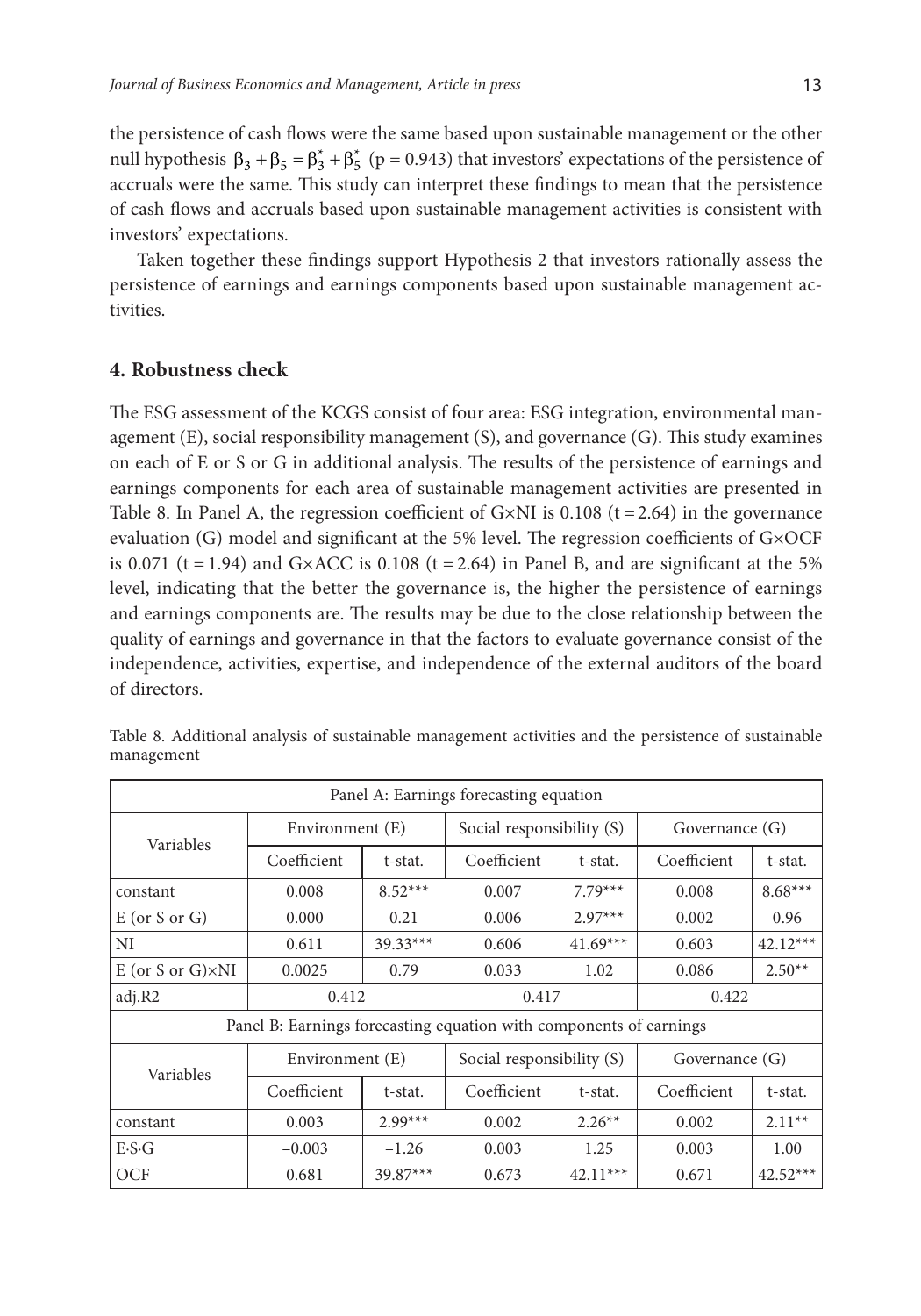the persistence of cash flows were the same based upon sustainable management or the other null hypothesis $\beta_3 + \beta_5 = \beta_3^* + \beta_5^*$ (p = 0.943) that investors' expectations of the persistence of accruals were the same. This study can interpret these findings to mean that the persistence of cash flows and accruals based upon sustainable management activities is consistent with investors' expectations.

Taken together these findings support Hypothesis 2 that investors rationally assess the persistence of earnings and earnings components based upon sustainable management activities.

## 4. Robustness check

The ESG assessment of the KCGS consist of four area: ESG integration, environmental management (E), social responsibility management (S), and governance (G). This study examines on each of E or S or G in additional analysis. The results of the persistence of earnings and earnings components for each area of sustainable management activities are presented in Table 8. In Panel A, the regression coefficient of G×NI is 0.108 (t = 2.64) in the governance evaluation (G) model and significant at the 5% level. The regression coefficients of G×OCF is 0.071 (t = 1.94) and G×ACC is 0.108 (t = 2.64) in Panel B, and are significant at the 5% level, indicating that the better the governance is, the higher the persistence of earnings and earnings components are. The results may be due to the close relationship between the quality of earnings and governance in that the factors to evaluate governance consist of the independence, activities, expertise, and independence of the external auditors of the board of directors.

Table 8. Additional analysis of sustainable management activities and the persistence of sustainable management

| Panel A: Earnings forecasting equation | | | | | | |
|---|---|---|---|---|---|---|
| Variables | Environment (E) | | Social responsibility (S) | | Governance (G) | |
| | Coefficient | t-stat. | Coefficient | t-stat. | Coefficient | t-stat. |
| constant | 0.008 | 8.52*** | 0.007 | 7.79*** | 0.008 | 8.68*** |
| E (or S or G) | 0.000 | 0.21 | 0.006 | 2.97*** | 0.002 | 0.96 |
| NI | 0.611 | 39.33*** | 0.606 | 41.69*** | 0.603 | 42.12*** |
| E (or S or G)×NI | 0.0025 | 0.79 | 0.033 | 1.02 | 0.086 | 2.50** |
| adj.R2 | 0.412 | | 0.417 | | 0.422 | |
| **Panel B: Earnings forecasting equation with components of earnings** | | | | | | |
| Variables | Environment (E) | | Social responsibility (S) | | Governance (G) | |
| | Coefficient | t-stat. | Coefficient | t-stat. | Coefficient | t-stat. |
| constant | 0.003 | 2.99*** | 0.002 | 2.26** | 0.002 | 2.11** |
| E·S·G | −0.003 | −1.26 | 0.003 | 1.25 | 0.003 | 1.00 |
| OCF | 0.681 | 39.87*** | 0.673 | 42.11*** | 0.671 | 42.52*** |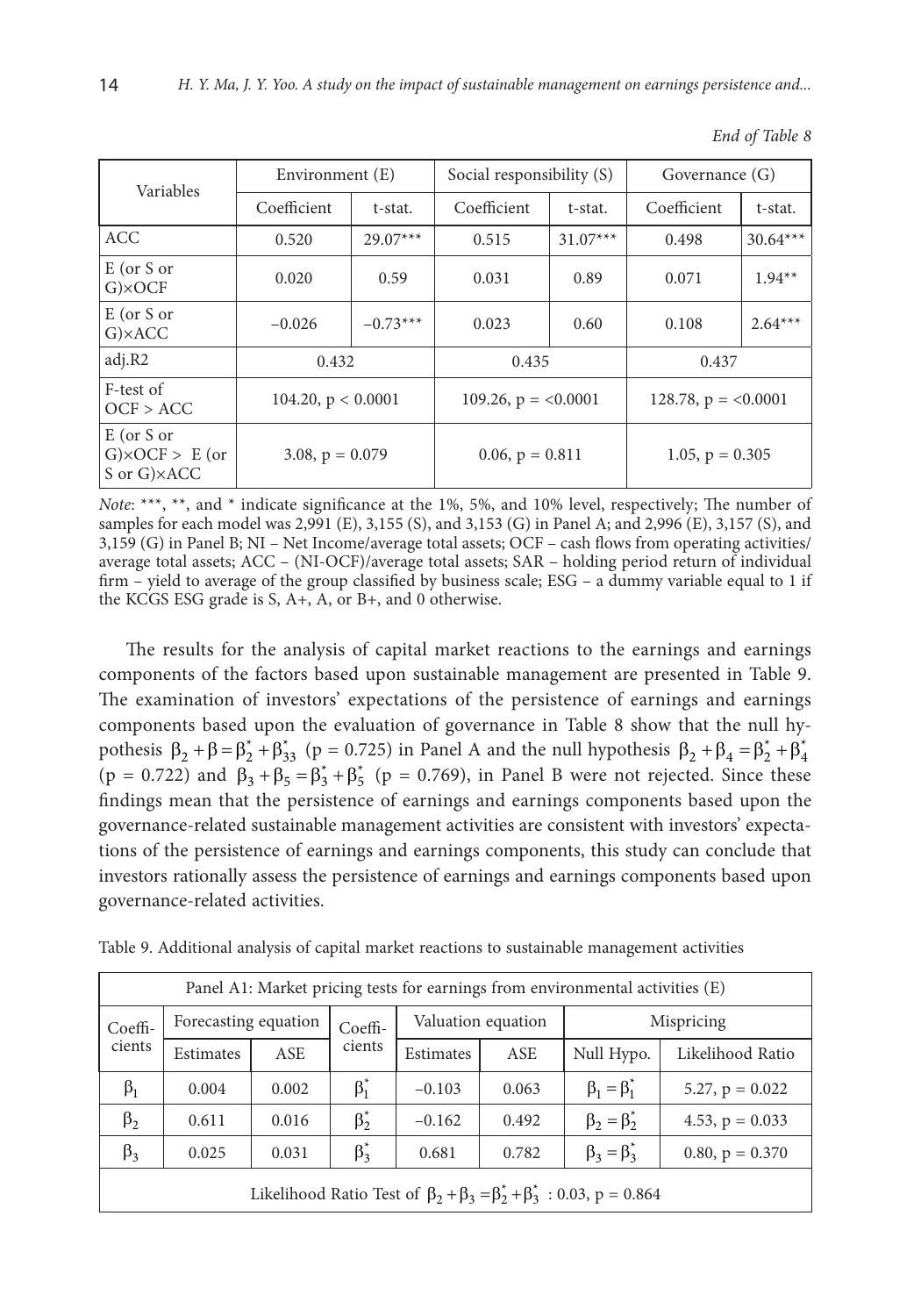*End of Table 8*

| Variables | Environment (E) | | Social responsibility (S) | | Governance (G) | |
|---|---|---|---|---|---|---|
| | Coefficient | t-stat. | Coefficient | t-stat. | Coefficient | t-stat. |
| ACC | 0.520 | 29.07*** | 0.515 | 31.07*** | 0.498 | 30.64*** |
| E (or S or G)×OCF | 0.020 | 0.59 | 0.031 | 0.89 | 0.071 | 1.94** |
| E (or S or G)×ACC | −0.026 | −0.73*** | 0.023 | 0.60 | 0.108 | 2.64*** |
| adj.R2 | 0.432 | | 0.435 | | 0.437 | |
| F-test of OCF > ACC | 104.20, $p < 0.0001$ | | 109.26, $p = <0.0001$ | | 128.78, $p = <0.0001$ | |
| E (or S or G)×OCF > E (or S or G)×ACC | 3.08, $p = 0.079$ | | 0.06, $p = 0.811$ | | 1.05, $p = 0.305$ | |

*Note*: ***, **, and * indicate significance at the 1%, 5%, and 10% level, respectively; The number of samples for each model was 2,991 (E), 3,155 (S), and 3,153 (G) in Panel A; and 2,996 (E), 3,157 (S), and 3,159 (G) in Panel B; NI – Net Income/average total assets; OCF – cash flows from operating activities/ average total assets; ACC – (NI-OCF)/average total assets; SAR – holding period return of individual firm – yield to average of the group classified by business scale; ESG – a dummy variable equal to 1 if the KCGS ESG grade is S, A+, A, or B+, and 0 otherwise.

The results for the analysis of capital market reactions to the earnings and earnings components of the factors based upon sustainable management are presented in Table 9. The examination of investors' expectations of the persistence of earnings and earnings components based upon the evaluation of governance in Table 8 show that the null hypothesis $\beta_2 + \beta = \beta_2^* + \beta_{33}^*$ (p = 0.725) in Panel A and the null hypothesis $\beta_2 + \beta_4 = \beta_2^* + \beta_4^*$ (p = 0.722) and $\beta_3 + \beta_5 = \beta_3^* + \beta_5^*$ (p = 0.769), in Panel B were not rejected. Since these findings mean that the persistence of earnings and earnings components based upon the governance-related sustainable management activities are consistent with investors' expectations of the persistence of earnings and earnings components, this study can conclude that investors rationally assess the persistence of earnings and earnings components based upon governance-related activities.

Table 9. Additional analysis of capital market reactions to sustainable management activities

| Panel A1: Market pricing tests for earnings from environmental activities (E) | | | | | | | |
|---|---|---|---|---|---|---|---|
| Coefficients | Forecasting equation | | Coefficients | Valuation equation | | Mispricing | |
| | Estimates | ASE | | Estimates | ASE | Null Hypo. | Likelihood Ratio |
| $\beta_1$ | 0.004 | 0.002 | $\beta_1^*$ | −0.103 | 0.063 | $\beta_1 = \beta_1^*$ | 5.27, $p = 0.022$ |
| $\beta_2$ | 0.611 | 0.016 | $\beta_2^*$ | −0.162 | 0.492 | $\beta_2 = \beta_2^*$ | 4.53, $p = 0.033$ |
| $\beta_3$ | 0.025 | 0.031 | $\beta_3^*$ | 0.681 | 0.782 | $\beta_3 = \beta_3^*$ | 0.80, $p = 0.370$ |
| Likelihood Ratio Test of $\beta_2 + \beta_3 = \beta_2^* + \beta_3^*$ : 0.03, $p = 0.864$ | | | | | | | |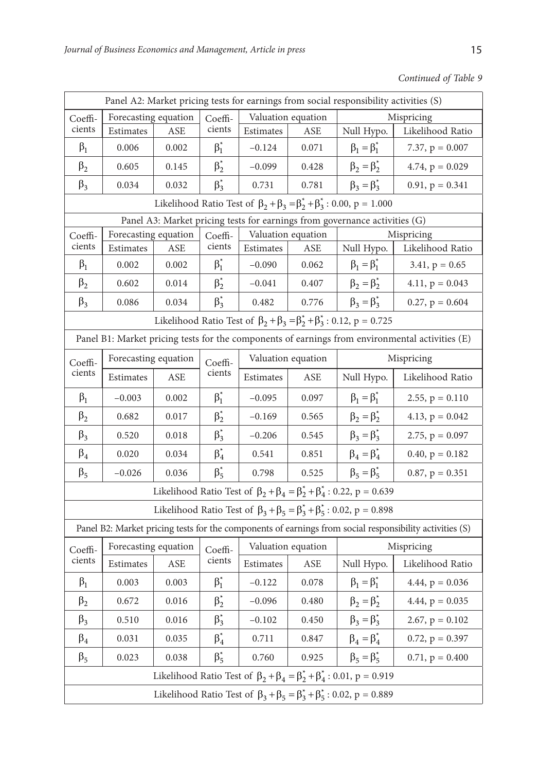*Continued of Table 9*

| Panel A2: Market pricing tests for earnings from social responsibility activities (S) | | | | | | | |
|---|---|---|---|---|---|---|---|
| Coefficients | Forecasting equation | | Coefficients | Valuation equation | | Mispricing | |
| | Estimates | ASE | | Estimates | ASE | Null Hypo. | Likelihood Ratio |
| $\beta_1$ | 0.006 | 0.002 | $\beta_1^*$ | −0.124 | 0.071 | $\beta_1 = \beta_1^*$ | 7.37, p = 0.007 |
| $\beta_2$ | 0.605 | 0.145 | $\beta_2^*$ | −0.099 | 0.428 | $\beta_2 = \beta_2^*$ | 4.74, p = 0.029 |
| $\beta_3$ | 0.034 | 0.032 | $\beta_3^*$ | 0.731 | 0.781 | $\beta_3 = \beta_3^*$ | 0.91, p = 0.341 |
| Likelihood Ratio Test of $\beta_2 + \beta_3 = \beta_2^* + \beta_3^*$ : 0.00, p = 1.000 | | | | | | | |

| Panel A3: Market pricing tests for earnings from governance activities (G) | | | | | | | |
|---|---|---|---|---|---|---|---|
| Coefficients | Forecasting equation | | Coefficients | Valuation equation | | Mispricing | |
| | Estimates | ASE | | Estimates | ASE | Null Hypo. | Likelihood Ratio |
| $\beta_1$ | 0.002 | 0.002 | $\beta_1^*$ | −0.090 | 0.062 | $\beta_1 = \beta_1^*$ | 3.41, p = 0.65 |
| $\beta_2$ | 0.602 | 0.014 | $\beta_2^*$ | −0.041 | 0.407 | $\beta_2 = \beta_2^*$ | 4.11, p = 0.043 |
| $\beta_3$ | 0.086 | 0.034 | $\beta_3^*$ | 0.482 | 0.776 | $\beta_3 = \beta_3^*$ | 0.27, p = 0.604 |
| Likelihood Ratio Test of $\beta_2 + \beta_3 = \beta_2^* + \beta_3^*$ : 0.12, p = 0.725 | | | | | | | |

| Panel B1: Market pricing tests for the components of earnings from environmental activities (E) | | | | | | | |
|---|---|---|---|---|---|---|---|
| Coefficients | Forecasting equation | | Coefficients | Valuation equation | | Mispricing | |
| | Estimates | ASE | | Estimates | ASE | Null Hypo. | Likelihood Ratio |
| $\beta_1$ | −0.003 | 0.002 | $\beta_1^*$ | −0.095 | 0.097 | $\beta_1 = \beta_1^*$ | 2.55, p = 0.110 |
| $\beta_2$ | 0.682 | 0.017 | $\beta_2^*$ | −0.169 | 0.565 | $\beta_2 = \beta_2^*$ | 4.13, p = 0.042 |
| $\beta_3$ | 0.520 | 0.018 | $\beta_3^*$ | −0.206 | 0.545 | $\beta_3 = \beta_3^*$ | 2.75, p = 0.097 |
| $\beta_4$ | 0.020 | 0.034 | $\beta_4^*$ | 0.541 | 0.851 | $\beta_4 = \beta_4^*$ | 0.40, p = 0.182 |
| $\beta_5$ | −0.026 | 0.036 | $\beta_5^*$ | 0.798 | 0.525 | $\beta_5 = \beta_5^*$ | 0.87, p = 0.351 |
| Likelihood Ratio Test of $\beta_2 + \beta_4 = \beta_2^* + \beta_4^*$ : 0.22, p = 0.639 | | | | | | | |
| Likelihood Ratio Test of $\beta_3 + \beta_5 = \beta_3^* + \beta_5^*$ : 0.02, p = 0.898 | | | | | | | |

| Panel B2: Market pricing tests for the components of earnings from social responsibility activities (S) | | | | | | | |
|---|---|---|---|---|---|---|---|
| Coefficients | Forecasting equation | | Coefficients | Valuation equation | | Mispricing | |
| | Estimates | ASE | | Estimates | ASE | Null Hypo. | Likelihood Ratio |
| $\beta_1$ | 0.003 | 0.003 | $\beta_1^*$ | −0.122 | 0.078 | $\beta_1 = \beta_1^*$ | 4.44, p = 0.036 |
| $\beta_2$ | 0.672 | 0.016 | $\beta_2^*$ | −0.096 | 0.480 | $\beta_2 = \beta_2^*$ | 4.44, p = 0.035 |
| $\beta_3$ | 0.510 | 0.016 | $\beta_3^*$ | −0.102 | 0.450 | $\beta_3 = \beta_3^*$ | 2.67, p = 0.102 |
| $\beta_4$ | 0.031 | 0.035 | $\beta_4^*$ | 0.711 | 0.847 | $\beta_4 = \beta_4^*$ | 0.72, p = 0.397 |
| $\beta_5$ | 0.023 | 0.038 | $\beta_5^*$ | 0.760 | 0.925 | $\beta_5 = \beta_5^*$ | 0.71, p = 0.400 |
| Likelihood Ratio Test of $\beta_2 + \beta_4 = \beta_2^* + \beta_4^*$ : 0.01, p = 0.919 | | | | | | | |
| Likelihood Ratio Test of $\beta_3 + \beta_5 = \beta_3^* + \beta_5^*$ : 0.02, p = 0.889 | | | | | | | |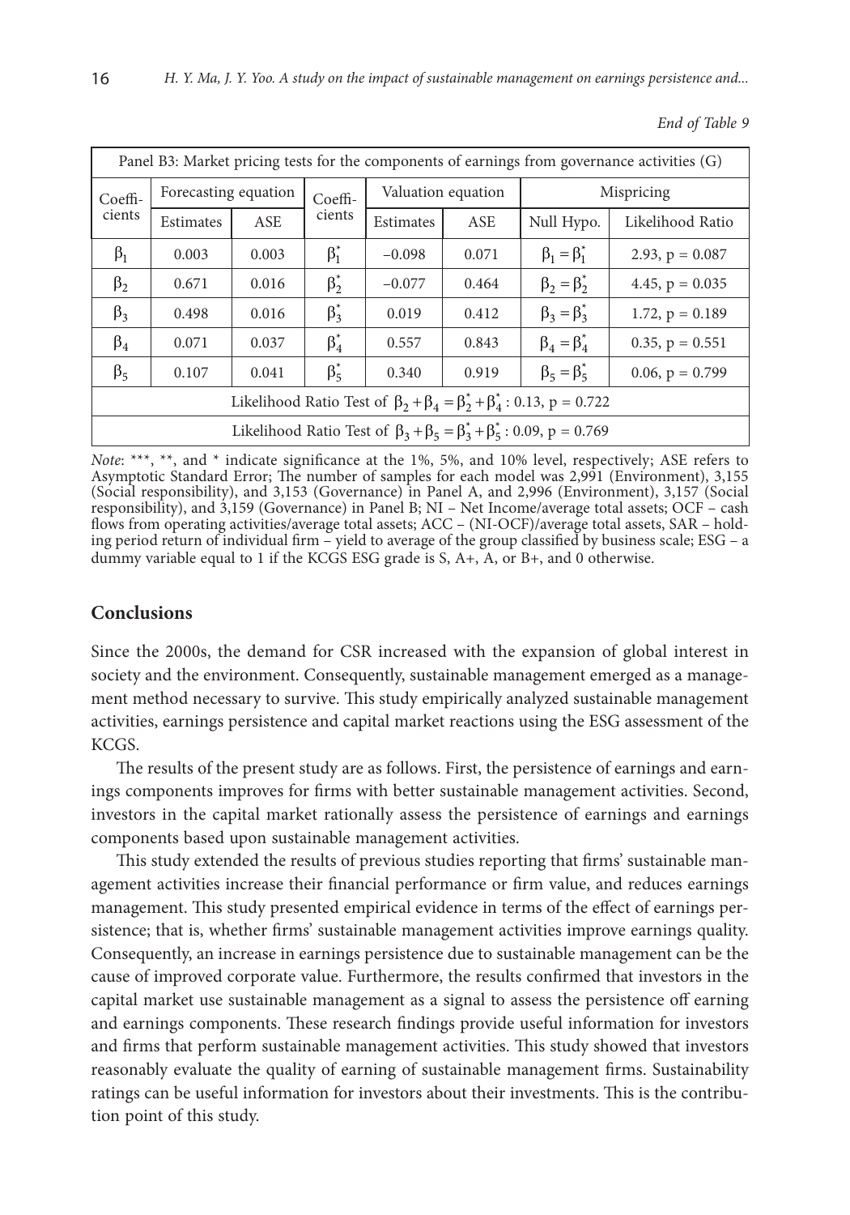*End of Table 9*

| Panel B3: Market pricing tests for the components of earnings from governance activities (G) | | | | | | | |
|---|---|---|---|---|---|---|---|
| Coefficients | Forecasting equation | | Coefficients | Valuation equation | | Mispricing | |
| | Estimates | ASE | | Estimates | ASE | Null Hypo. | Likelihood Ratio |
| $\beta_1$ | 0.003 | 0.003 | $\beta_1^*$ | −0.098 | 0.071 | $\beta_1 = \beta_1^*$ | 2.93, p = 0.087 |
| $\beta_2$ | 0.671 | 0.016 | $\beta_2^*$ | −0.077 | 0.464 | $\beta_2 = \beta_2^*$ | 4.45, p = 0.035 |
| $\beta_3$ | 0.498 | 0.016 | $\beta_3^*$ | 0.019 | 0.412 | $\beta_3 = \beta_3^*$ | 1.72, p = 0.189 |
| $\beta_4$ | 0.071 | 0.037 | $\beta_4^*$ | 0.557 | 0.843 | $\beta_4 = \beta_4^*$ | 0.35, p = 0.551 |
| $\beta_5$ | 0.107 | 0.041 | $\beta_5^*$ | 0.340 | 0.919 | $\beta_5 = \beta_5^*$ | 0.06, p = 0.799 |
| Likelihood Ratio Test of $\beta_2 + \beta_4 = \beta_2^* + \beta_4^*$ : 0.13, p = 0.722 | | | | | | | |
| Likelihood Ratio Test of $\beta_3 + \beta_5 = \beta_3^* + \beta_5^*$ : 0.09, p = 0.769 | | | | | | | |

*Note*: ***, **, and * indicate significance at the 1%, 5%, and 10% level, respectively; ASE refers to Asymptotic Standard Error; The number of samples for each model was 2,991 (Environment), 3,155 (Social responsibility), and 3,153 (Governance) in Panel A, and 2,996 (Environment), 3,157 (Social responsibility), and 3,159 (Governance) in Panel B; NI – Net Income/average total assets; OCF – cash flows from operating activities/average total assets; ACC – (NI-OCF)/average total assets, SAR – holding period return of individual firm – yield to average of the group classified by business scale; ESG – a dummy variable equal to 1 if the KCGS ESG grade is S, A+, A, or B+, and 0 otherwise.

## Conclusions

Since the 2000s, the demand for CSR increased with the expansion of global interest in society and the environment. Consequently, sustainable management emerged as a management method necessary to survive. This study empirically analyzed sustainable management activities, earnings persistence and capital market reactions using the ESG assessment of the KCGS.

The results of the present study are as follows. First, the persistence of earnings and earnings components improves for firms with better sustainable management activities. Second, investors in the capital market rationally assess the persistence of earnings and earnings components based upon sustainable management activities.

This study extended the results of previous studies reporting that firms' sustainable management activities increase their financial performance or firm value, and reduces earnings management. This study presented empirical evidence in terms of the effect of earnings persistence; that is, whether firms' sustainable management activities improve earnings quality. Consequently, an increase in earnings persistence due to sustainable management can be the cause of improved corporate value. Furthermore, the results confirmed that investors in the capital market use sustainable management as a signal to assess the persistence off earning and earnings components. These research findings provide useful information for investors and firms that perform sustainable management activities. This study showed that investors reasonably evaluate the quality of earning of sustainable management firms. Sustainability ratings can be useful information for investors about their investments. This is the contribution point of this study.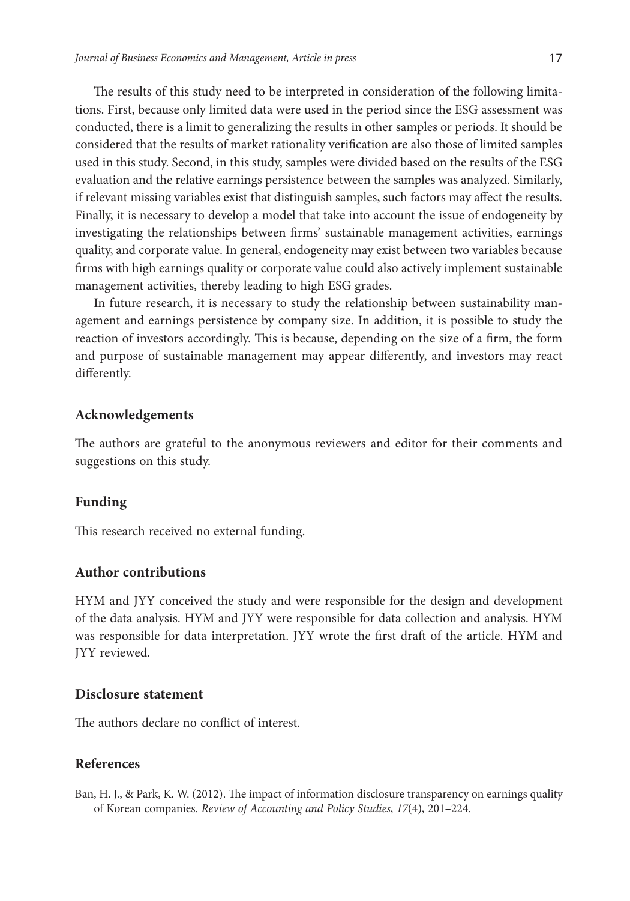The results of this study need to be interpreted in consideration of the following limitations. First, because only limited data were used in the period since the ESG assessment was conducted, there is a limit to generalizing the results in other samples or periods. It should be considered that the results of market rationality verification are also those of limited samples used in this study. Second, in this study, samples were divided based on the results of the ESG evaluation and the relative earnings persistence between the samples was analyzed. Similarly, if relevant missing variables exist that distinguish samples, such factors may affect the results. Finally, it is necessary to develop a model that take into account the issue of endogeneity by investigating the relationships between firms' sustainable management activities, earnings quality, and corporate value. In general, endogeneity may exist between two variables because firms with high earnings quality or corporate value could also actively implement sustainable management activities, thereby leading to high ESG grades.

In future research, it is necessary to study the relationship between sustainability management and earnings persistence by company size. In addition, it is possible to study the reaction of investors accordingly. This is because, depending on the size of a firm, the form and purpose of sustainable management may appear differently, and investors may react differently.

## Acknowledgements

The authors are grateful to the anonymous reviewers and editor for their comments and suggestions on this study.

## Funding

This research received no external funding.

## Author contributions

HYM and JYY conceived the study and were responsible for the design and development of the data analysis. HYM and JYY were responsible for data collection and analysis. HYM was responsible for data interpretation. JYY wrote the first draft of the article. HYM and JYY reviewed.

## Disclosure statement

The authors declare no conflict of interest.

## References

Ban, H. J., & Park, K. W. (2012). The impact of information disclosure transparency on earnings quality of Korean companies. *Review of Accounting and Policy Studies*, *17*(4), 201–224.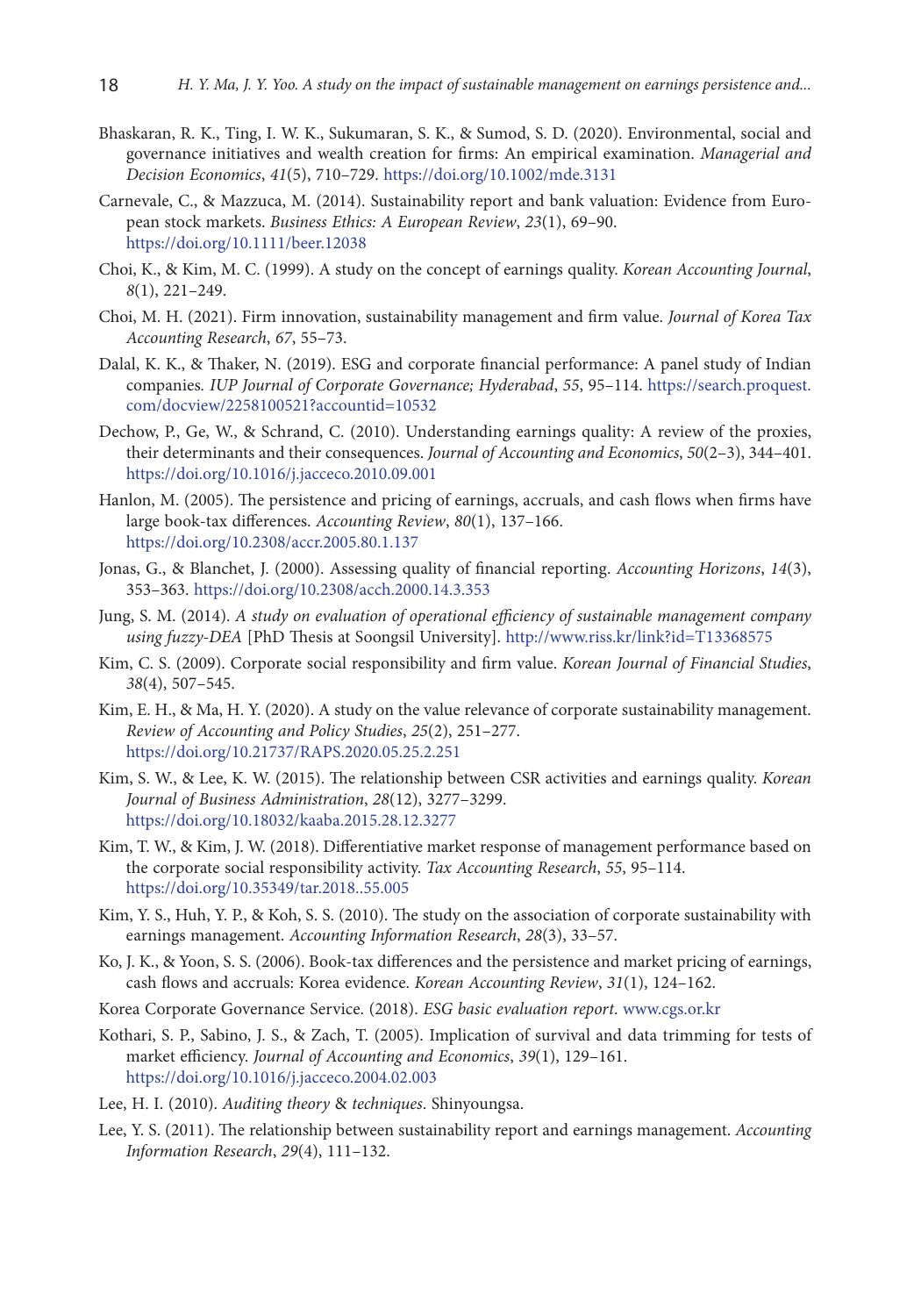Bhaskaran, R. K., Ting, I. W. K., Sukumaran, S. K., & Sumod, S. D. (2020). Environmental, social and governance initiatives and wealth creation for firms: An empirical examination. *Managerial and Decision Economics*, *41*(5), 710–729. https://doi.org/10.1002/mde.3131

Carnevale, C., & Mazzuca, M. (2014). Sustainability report and bank valuation: Evidence from European stock markets. *Business Ethics: A European Review*, *23*(1), 69–90. https://doi.org/10.1111/beer.12038

Choi, K., & Kim, M. C. (1999). A study on the concept of earnings quality. *Korean Accounting Journal*, *8*(1), 221–249.

Choi, M. H. (2021). Firm innovation, sustainability management and firm value. *Journal of Korea Tax Accounting Research*, *67*, 55–73.

Dalal, K. K., & Thaker, N. (2019). ESG and corporate financial performance: A panel study of Indian companies. *IUP Journal of Corporate Governance; Hyderabad*, *55*, 95–114. https://search.proquest.com/docview/2258100521?accountid=10532

Dechow, P., Ge, W., & Schrand, C. (2010). Understanding earnings quality: A review of the proxies, their determinants and their consequences. *Journal of Accounting and Economics*, *50*(2–3), 344–401. https://doi.org/10.1016/j.jacceco.2010.09.001

Hanlon, M. (2005). The persistence and pricing of earnings, accruals, and cash flows when firms have large book-tax differences. *Accounting Review*, *80*(1), 137–166. https://doi.org/10.2308/accr.2005.80.1.137

Jonas, G., & Blanchet, J. (2000). Assessing quality of financial reporting. *Accounting Horizons*, *14*(3), 353–363. https://doi.org/10.2308/acch.2000.14.3.353

Jung, S. M. (2014). *A study on evaluation of operational efficiency of sustainable management company using fuzzy-DEA* [PhD Thesis at Soongsil University]. http://www.riss.kr/link?id=T13368575

Kim, C. S. (2009). Corporate social responsibility and firm value. *Korean Journal of Financial Studies*, *38*(4), 507–545.

Kim, E. H., & Ma, H. Y. (2020). A study on the value relevance of corporate sustainability management. *Review of Accounting and Policy Studies*, *25*(2), 251–277. https://doi.org/10.21737/RAPS.2020.05.25.2.251

Kim, S. W., & Lee, K. W. (2015). The relationship between CSR activities and earnings quality. *Korean Journal of Business Administration*, *28*(12), 3277–3299. https://doi.org/10.18032/kaaba.2015.28.12.3277

Kim, T. W., & Kim, J. W. (2018). Differentiative market response of management performance based on the corporate social responsibility activity. *Tax Accounting Research*, *55*, 95–114. https://doi.org/10.35349/tar.2018..55.005

Kim, Y. S., Huh, Y. P., & Koh, S. S. (2010). The study on the association of corporate sustainability with earnings management. *Accounting Information Research*, *28*(3), 33–57.

Ko, J. K., & Yoon, S. S. (2006). Book-tax differences and the persistence and market pricing of earnings, cash flows and accruals: Korea evidence. *Korean Accounting Review*, *31*(1), 124–162.

Korea Corporate Governance Service. (2018). *ESG basic evaluation report*. www.cgs.or.kr

Kothari, S. P., Sabino, J. S., & Zach, T. (2005). Implication of survival and data trimming for tests of market efficiency. *Journal of Accounting and Economics*, *39*(1), 129–161. https://doi.org/10.1016/j.jacceco.2004.02.003

Lee, H. I. (2010). *Auditing theory & techniques*. Shinyoungsa.

Lee, Y. S. (2011). The relationship between sustainability report and earnings management. *Accounting Information Research*, *29*(4), 111–132.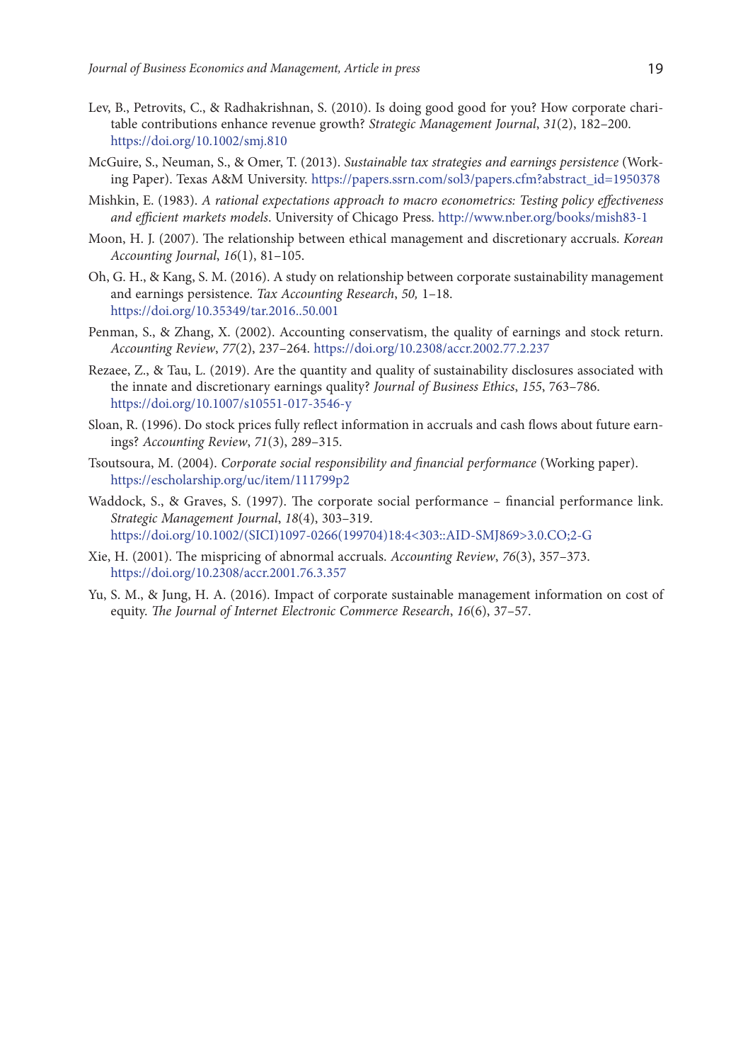Lev, B., Petrovits, C., & Radhakrishnan, S. (2010). Is doing good good for you? How corporate charitable contributions enhance revenue growth? *Strategic Management Journal*, *31*(2), 182–200. https://doi.org/10.1002/smj.810

McGuire, S., Neuman, S., & Omer, T. (2013). *Sustainable tax strategies and earnings persistence* (Working Paper). Texas A&M University. https://papers.ssrn.com/sol3/papers.cfm?abstract_id=1950378

Mishkin, E. (1983). *A rational expectations approach to macro econometrics: Testing policy effectiveness and efficient markets models*. University of Chicago Press. http://www.nber.org/books/mish83-1

Moon, H. J. (2007). The relationship between ethical management and discretionary accruals. *Korean Accounting Journal*, *16*(1), 81–105.

Oh, G. H., & Kang, S. M. (2016). A study on relationship between corporate sustainability management and earnings persistence. *Tax Accounting Research*, *50,* 1–18. https://doi.org/10.35349/tar.2016..50.001

Penman, S., & Zhang, X. (2002). Accounting conservatism, the quality of earnings and stock return. *Accounting Review*, *77*(2), 237–264. https://doi.org/10.2308/accr.2002.77.2.237

Rezaee, Z., & Tau, L. (2019). Are the quantity and quality of sustainability disclosures associated with the innate and discretionary earnings quality? *Journal of Business Ethics*, *155*, 763–786. https://doi.org/10.1007/s10551-017-3546-y

Sloan, R. (1996). Do stock prices fully reflect information in accruals and cash flows about future earnings? *Accounting Review*, *71*(3), 289–315.

Tsoutsoura, M. (2004). *Corporate social responsibility and financial performance* (Working paper). https://escholarship.org/uc/item/111799p2

Waddock, S., & Graves, S. (1997). The corporate social performance – financial performance link. *Strategic Management Journal*, *18*(4), 303–319. https://doi.org/10.1002/(SICI)1097-0266(199704)18:4<303::AID-SMJ869>3.0.CO;2-G

Xie, H. (2001). The mispricing of abnormal accruals. *Accounting Review*, *76*(3), 357–373. https://doi.org/10.2308/accr.2001.76.3.357

Yu, S. M., & Jung, H. A. (2016). Impact of corporate sustainable management information on cost of equity. *The Journal of Internet Electronic Commerce Research*, *16*(6), 37–57.